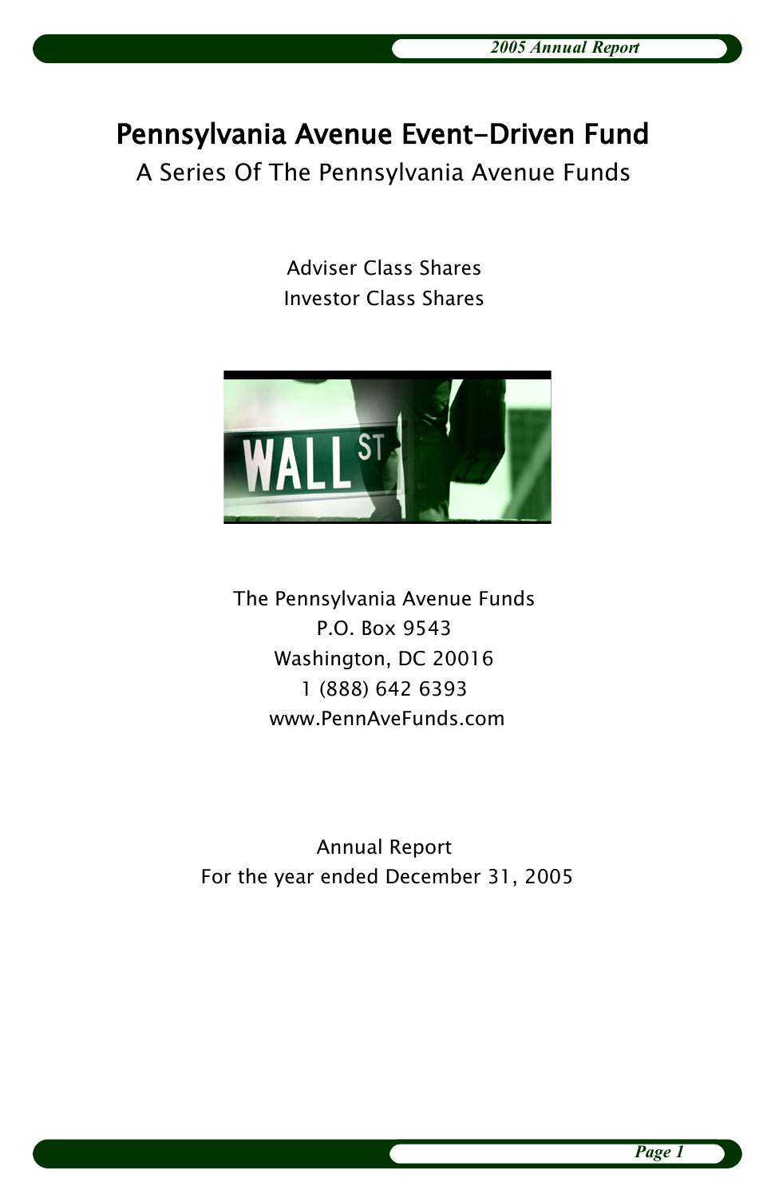# Pennsylvania Avenue Event-Driven Fund

A Series Of The Pennsylvania Avenue Funds

Adviser Class Shares
Investor Class Shares

The Pennsylvania Avenue Funds
P.O. Box 9543
Washington, DC 20016
1 (888) 642 6393
www.PennAveFunds.com

Annual Report
For the year ended December 31, 2005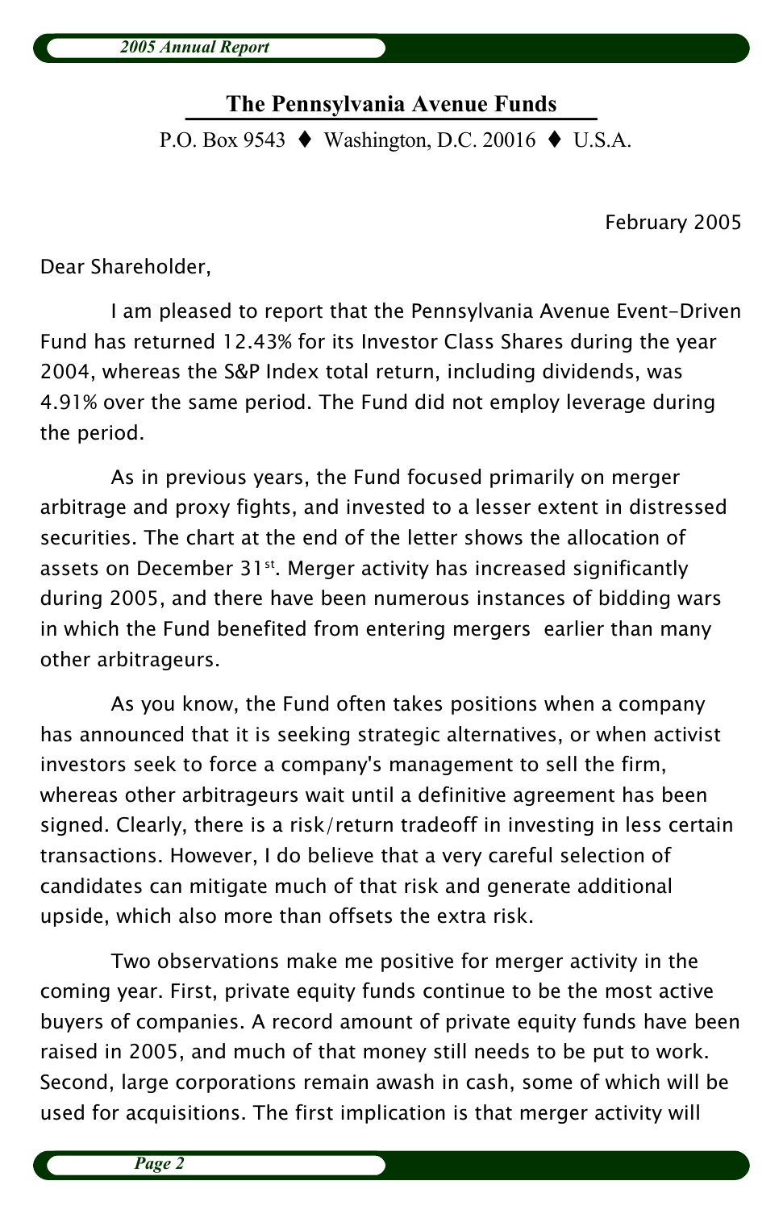## The Pennsylvania Avenue Funds

P.O. Box 9543 ♦ Washington, D.C. 20016 ♦ U.S.A.

February 2005

Dear Shareholder,

I am pleased to report that the Pennsylvania Avenue Event-Driven Fund has returned 12.43% for its Investor Class Shares during the year 2004, whereas the S&P Index total return, including dividends, was 4.91% over the same period. The Fund did not employ leverage during the period.

As in previous years, the Fund focused primarily on merger arbitrage and proxy fights, and invested to a lesser extent in distressed securities. The chart at the end of the letter shows the allocation of assets on December 31st. Merger activity has increased significantly during 2005, and there have been numerous instances of bidding wars in which the Fund benefited from entering mergers earlier than many other arbitrageurs.

As you know, the Fund often takes positions when a company has announced that it is seeking strategic alternatives, or when activist investors seek to force a company's management to sell the firm, whereas other arbitrageurs wait until a definitive agreement has been signed. Clearly, there is a risk/return tradeoff in investing in less certain transactions. However, I do believe that a very careful selection of candidates can mitigate much of that risk and generate additional upside, which also more than offsets the extra risk.

Two observations make me positive for merger activity in the coming year. First, private equity funds continue to be the most active buyers of companies. A record amount of private equity funds have been raised in 2005, and much of that money still needs to be put to work. Second, large corporations remain awash in cash, some of which will be used for acquisitions. The first implication is that merger activity will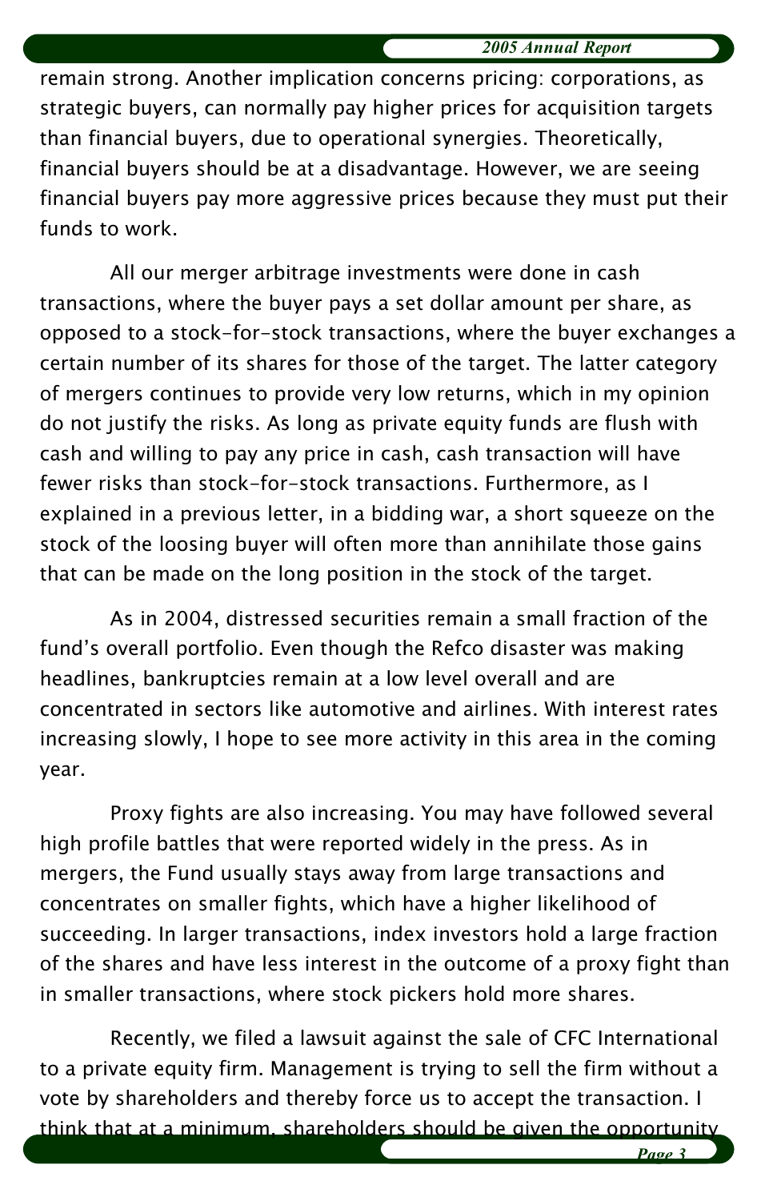remain strong. Another implication concerns pricing: corporations, as strategic buyers, can normally pay higher prices for acquisition targets than financial buyers, due to operational synergies. Theoretically, financial buyers should be at a disadvantage. However, we are seeing financial buyers pay more aggressive prices because they must put their funds to work.

All our merger arbitrage investments were done in cash transactions, where the buyer pays a set dollar amount per share, as opposed to a stock-for-stock transactions, where the buyer exchanges a certain number of its shares for those of the target. The latter category of mergers continues to provide very low returns, which in my opinion do not justify the risks. As long as private equity funds are flush with cash and willing to pay any price in cash, cash transaction will have fewer risks than stock-for-stock transactions. Furthermore, as I explained in a previous letter, in a bidding war, a short squeeze on the stock of the loosing buyer will often more than annihilate those gains that can be made on the long position in the stock of the target.

As in 2004, distressed securities remain a small fraction of the fund's overall portfolio. Even though the Refco disaster was making headlines, bankruptcies remain at a low level overall and are concentrated in sectors like automotive and airlines. With interest rates increasing slowly, I hope to see more activity in this area in the coming year.

Proxy fights are also increasing. You may have followed several high profile battles that were reported widely in the press. As in mergers, the Fund usually stays away from large transactions and concentrates on smaller fights, which have a higher likelihood of succeeding. In larger transactions, index investors hold a large fraction of the shares and have less interest in the outcome of a proxy fight than in smaller transactions, where stock pickers hold more shares.

Recently, we filed a lawsuit against the sale of CFC International to a private equity firm. Management is trying to sell the firm without a vote by shareholders and thereby force us to accept the transaction. I think that at a minimum, shareholders should be given the opportunity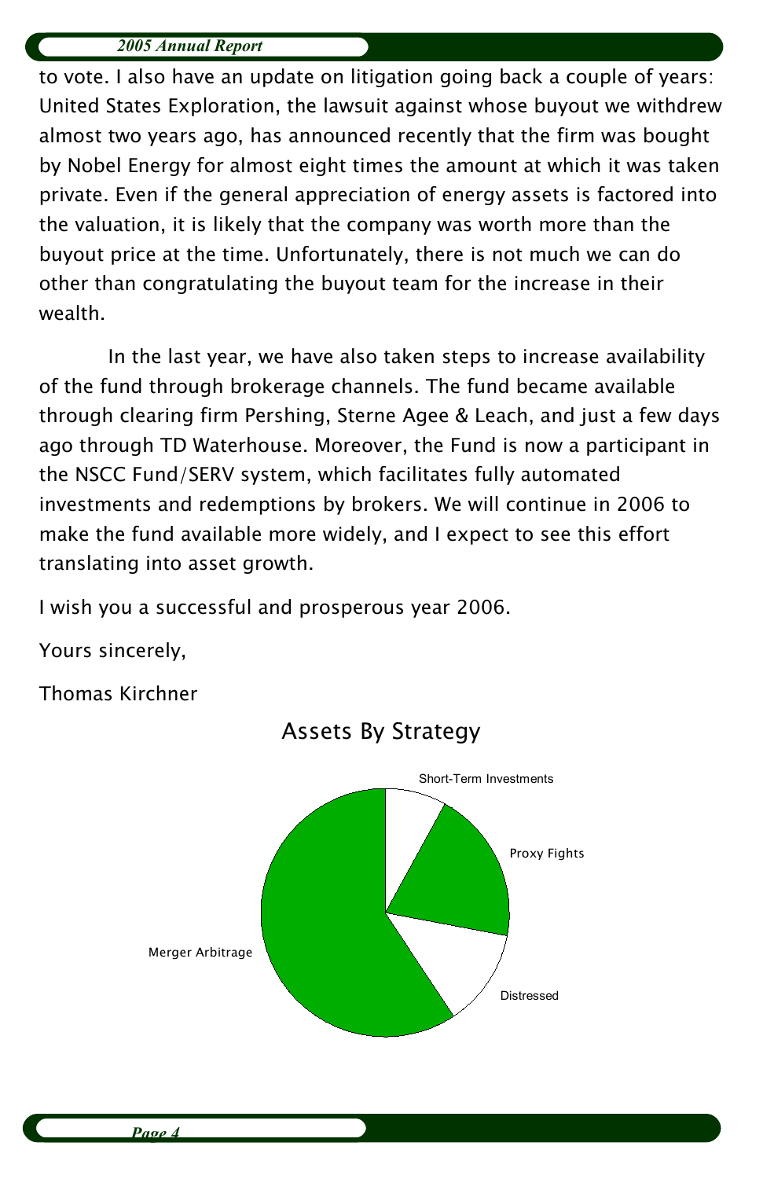to vote. I also have an update on litigation going back a couple of years: United States Exploration, the lawsuit against whose buyout we withdrew almost two years ago, has announced recently that the firm was bought by Nobel Energy for almost eight times the amount at which it was taken private. Even if the general appreciation of energy assets is factored into the valuation, it is likely that the company was worth more than the buyout price at the time. Unfortunately, there is not much we can do other than congratulating the buyout team for the increase in their wealth.

In the last year, we have also taken steps to increase availability of the fund through brokerage channels. The fund became available through clearing firm Pershing, Sterne Agee & Leach, and just a few days ago through TD Waterhouse. Moreover, the Fund is now a participant in the NSCC Fund/SERV system, which facilitates fully automated investments and redemptions by brokers. We will continue in 2006 to make the fund available more widely, and I expect to see this effort translating into asset growth.

I wish you a successful and prosperous year 2006.

Yours sincerely,

Thomas Kirchner

Assets By Strategy

Short-Term Investments

Proxy Fights

Distressed

Merger Arbitrage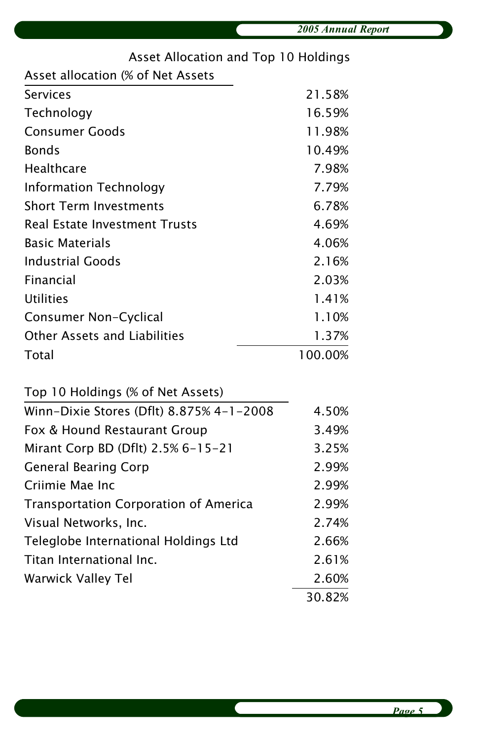## Asset Allocation and Top 10 Holdings

| Asset allocation (% of Net Assets | |
|---|---|
| Services | 21.58% |
| Technology | 16.59% |
| Consumer Goods | 11.98% |
| Bonds | 10.49% |
| Healthcare | 7.98% |
| Information Technology | 7.79% |
| Short Term Investments | 6.78% |
| Real Estate Investment Trusts | 4.69% |
| Basic Materials | 4.06% |
| Industrial Goods | 2.16% |
| Financial | 2.03% |
| Utilities | 1.41% |
| Consumer Non-Cyclical | 1.10% |
| Other Assets and Liabilities | 1.37% |
| Total | 100.00% |

| Top 10 Holdings (% of Net Assets) | |
|---|---|
| Winn-Dixie Stores (Dflt) 8.875% 4-1-2008 | 4.50% |
| Fox & Hound Restaurant Group | 3.49% |
| Mirant Corp BD (Dflt) 2.5% 6-15-21 | 3.25% |
| General Bearing Corp | 2.99% |
| Criimie Mae Inc | 2.99% |
| Transportation Corporation of America | 2.99% |
| Visual Networks, Inc. | 2.74% |
| Teleglobe International Holdings Ltd | 2.66% |
| Titan International Inc. | 2.61% |
| Warwick Valley Tel | 2.60% |
| | 30.82% |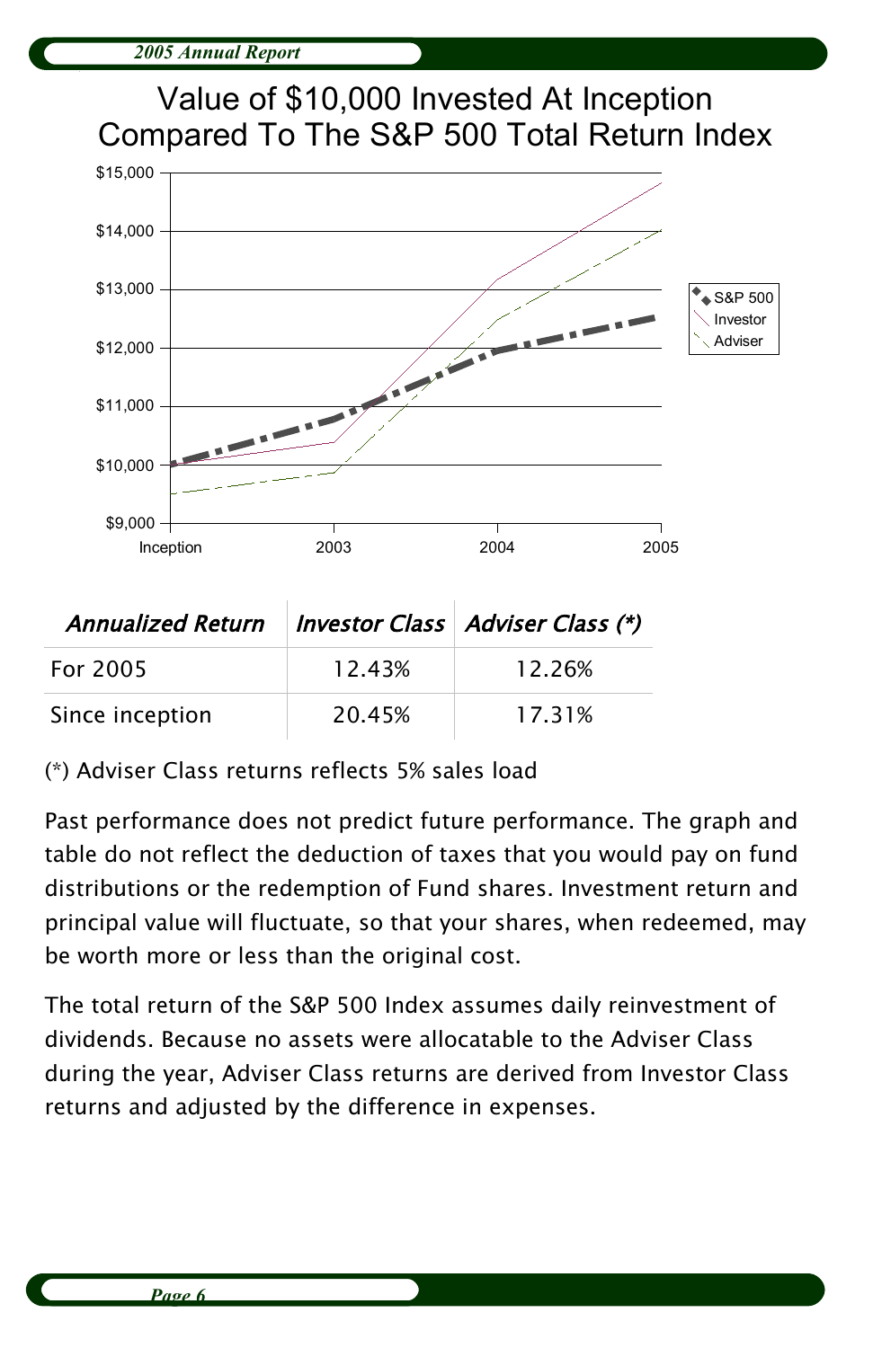# Value of $10,000 Invested At Inception Compared To The S&P 500 Total Return Index

$15,000
$14,000
$13,000
$12,000
$11,000
$10,000
$9,000

Inception
2003
2004
2005

S&P 500
Investor
Adviser

| *Annualized Return* | *Investor Class* | *Adviser Class (\*)* |
|---|---|---|
| For 2005 | 12.43% | 12.26% |
| Since inception | 20.45% | 17.31% |

(*) Adviser Class returns reflects 5% sales load

Past performance does not predict future performance. The graph and table do not reflect the deduction of taxes that you would pay on fund distributions or the redemption of Fund shares. Investment return and principal value will fluctuate, so that your shares, when redeemed, may be worth more or less than the original cost.

The total return of the S&P 500 Index assumes daily reinvestment of dividends. Because no assets were allocatable to the Adviser Class during the year, Adviser Class returns are derived from Investor Class returns and adjusted by the difference in expenses.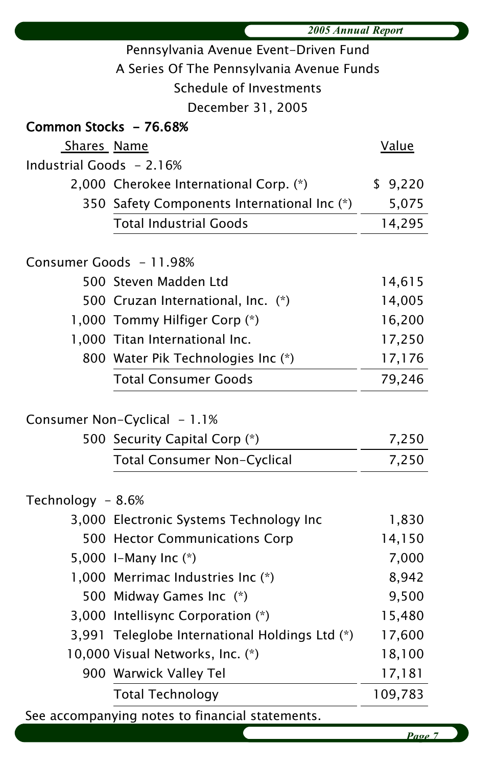Pennsylvania Avenue Event-Driven Fund

A Series Of The Pennsylvania Avenue Funds

Schedule of Investments

December 31, 2005

**Common Stocks - 76.68%**

| Shares | Name | Value |
|---|---|---|
| Industrial Goods - 2.16% | | |
| 2,000 | Cherokee International Corp. (*) | $ 9,220 |
| 350 | Safety Components International Inc (*) | 5,075 |
| | Total Industrial Goods | 14,295 |
| | | |
| Consumer Goods - 11.98% | | |
| 500 | Steven Madden Ltd | 14,615 |
| 500 | Cruzan International, Inc. (*) | 14,005 |
| 1,000 | Tommy Hilfiger Corp (*) | 16,200 |
| 1,000 | Titan International Inc. | 17,250 |
| 800 | Water Pik Technologies Inc (*) | 17,176 |
| | Total Consumer Goods | 79,246 |
| | | |
| Consumer Non-Cyclical - 1.1% | | |
| 500 | Security Capital Corp (*) | 7,250 |
| | Total Consumer Non-Cyclical | 7,250 |
| | | |
| Technology - 8.6% | | |
| 3,000 | Electronic Systems Technology Inc | 1,830 |
| 500 | Hector Communications Corp | 14,150 |
| 5,000 | I-Many Inc (*) | 7,000 |
| 1,000 | Merrimac Industries Inc (*) | 8,942 |
| 500 | Midway Games Inc (*) | 9,500 |
| 3,000 | Intellisync Corporation (*) | 15,480 |
| 3,991 | Teleglobe International Holdings Ltd (*) | 17,600 |
| 10,000 | Visual Networks, Inc. (*) | 18,100 |
| 900 | Warwick Valley Tel | 17,181 |
| | Total Technology | 109,783 |

See accompanying notes to financial statements.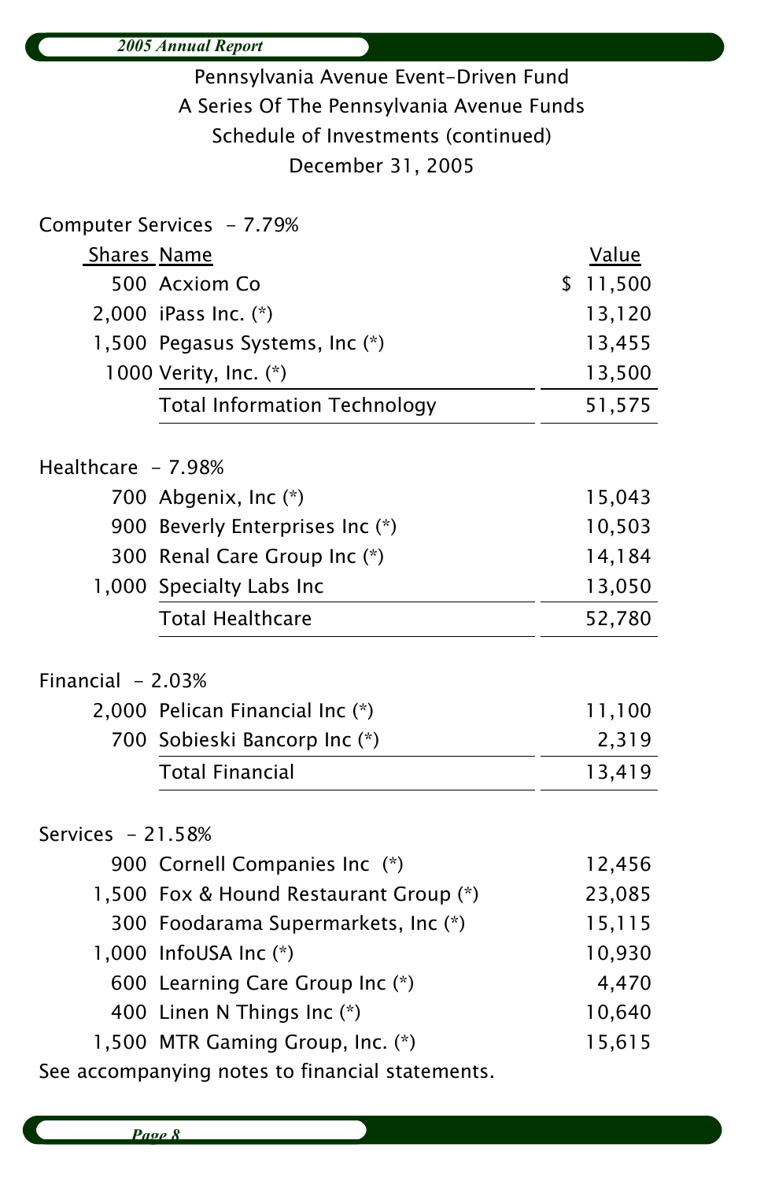Pennsylvania Avenue Event-Driven Fund
A Series Of The Pennsylvania Avenue Funds
Schedule of Investments (continued)
December 31, 2005

Computer Services - 7.79%

| Shares | Name | Value |
|---|---|---|
| 500 | Acxiom Co | $ 11,500 |
| 2,000 | iPass Inc. (*) | 13,120 |
| 1,500 | Pegasus Systems, Inc (*) | 13,455 |
| 1000 | Verity, Inc. (*) | 13,500 |
| | Total Information Technology | 51,575 |

Healthcare - 7.98%

| | | |
|---|---|---|
| 700 | Abgenix, Inc (*) | 15,043 |
| 900 | Beverly Enterprises Inc (*) | 10,503 |
| 300 | Renal Care Group Inc (*) | 14,184 |
| 1,000 | Specialty Labs Inc | 13,050 |
| | Total Healthcare | 52,780 |

Financial - 2.03%

| | | |
|---|---|---|
| 2,000 | Pelican Financial Inc (*) | 11,100 |
| 700 | Sobieski Bancorp Inc (*) | 2,319 |
| | Total Financial | 13,419 |

Services - 21.58%

| | | |
|---|---|---|
| 900 | Cornell Companies Inc (*) | 12,456 |
| 1,500 | Fox & Hound Restaurant Group (*) | 23,085 |
| 300 | Foodarama Supermarkets, Inc (*) | 15,115 |
| 1,000 | InfoUSA Inc (*) | 10,930 |
| 600 | Learning Care Group Inc (*) | 4,470 |
| 400 | Linen N Things Inc (*) | 10,640 |
| 1,500 | MTR Gaming Group, Inc. (*) | 15,615 |

See accompanying notes to financial statements.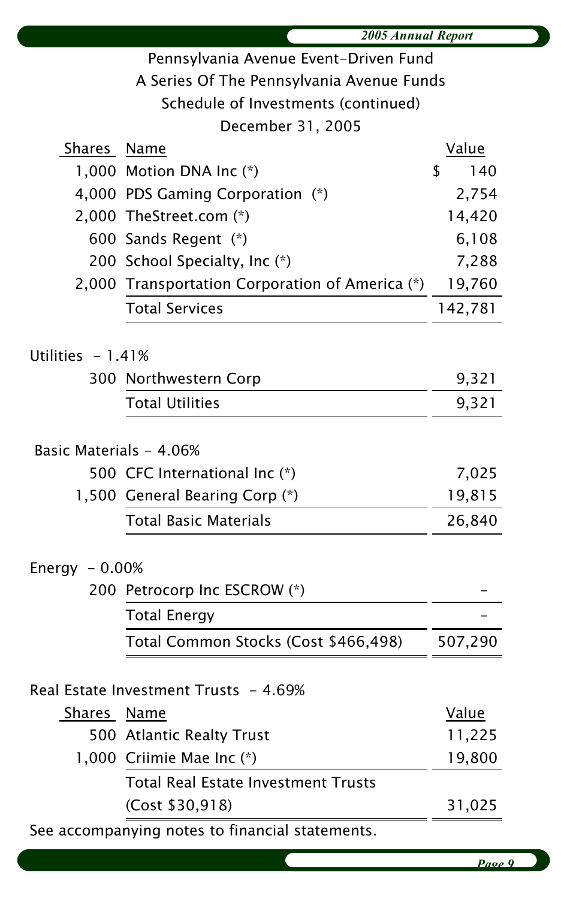Pennsylvania Avenue Event-Driven Fund
A Series Of The Pennsylvania Avenue Funds
Schedule of Investments (continued)
December 31, 2005

| Shares | Name | Value |
|---|---|---|
| 1,000 | Motion DNA Inc (*) | $ 140 |
| 4,000 | PDS Gaming Corporation (*) | 2,754 |
| 2,000 | TheStreet.com (*) | 14,420 |
| 600 | Sands Regent (*) | 6,108 |
| 200 | School Specialty, Inc (*) | 7,288 |
| 2,000 | Transportation Corporation of America (*) | 19,760 |
| | Total Services | 142,781 |
| **Utilities - 1.41%** | | |
| 300 | Northwestern Corp | 9,321 |
| | Total Utilities | 9,321 |
| **Basic Materials - 4.06%** | | |
| 500 | CFC International Inc (*) | 7,025 |
| 1,500 | General Bearing Corp (*) | 19,815 |
| | Total Basic Materials | 26,840 |
| **Energy - 0.00%** | | |
| 200 | Petrocorp Inc ESCROW (*) | - |
| | Total Energy | - |
| | Total Common Stocks (Cost $466,498) | 507,290 |

Real Estate Investment Trusts - 4.69%

| Shares | Name | Value |
|---|---|---|
| 500 | Atlantic Realty Trust | 11,225 |
| 1,000 | Criimie Mae Inc (*) | 19,800 |
| | Total Real Estate Investment Trusts (Cost $30,918) | 31,025 |

See accompanying notes to financial statements.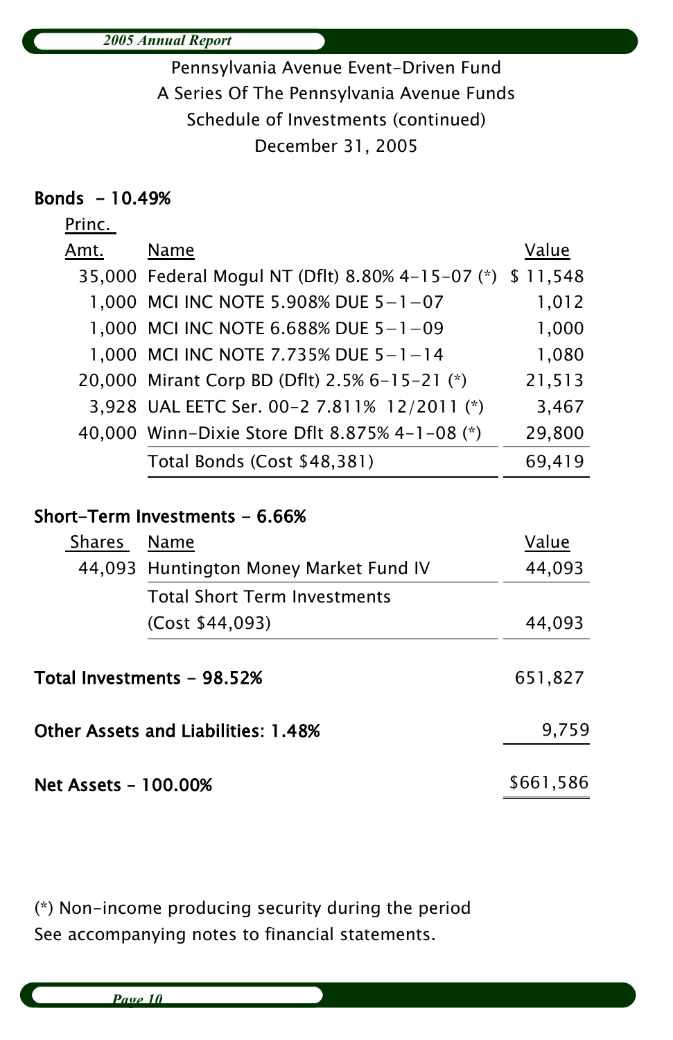Pennsylvania Avenue Event-Driven Fund
A Series Of The Pennsylvania Avenue Funds
Schedule of Investments (continued)
December 31, 2005

**Bonds - 10.49%**

| Princ. Amt. | Name | Value |
|---|---|---|
| 35,000 | Federal Mogul NT (Dflt) 8.80% 4-15-07 (*) | $ 11,548 |
| 1,000 | MCI INC NOTE 5.908% DUE 5-1-07 | 1,012 |
| 1,000 | MCI INC NOTE 6.688% DUE 5-1-09 | 1,000 |
| 1,000 | MCI INC NOTE 7.735% DUE 5-1-14 | 1,080 |
| 20,000 | Mirant Corp BD (Dflt) 2.5% 6-15-21 (*) | 21,513 |
| 3,928 | UAL EETC Ser. 00-2 7.811% 12/2011 (*) | 3,467 |
| 40,000 | Winn-Dixie Store Dflt 8.875% 4-1-08 (*) | 29,800 |
| | Total Bonds (Cost $48,381) | 69,419 |

**Short-Term Investments - 6.66%**

| Shares | Name | Value |
|---|---|---|
| 44,093 | Huntington Money Market Fund IV | 44,093 |
| | Total Short Term Investments (Cost $44,093) | 44,093 |

| | |
|---|---|
| **Total Investments - 98.52%** | 651,827 |
| **Other Assets and Liabilities: 1.48%** | 9,759 |
| **Net Assets - 100.00%** | $661,586 |

(*) Non-income producing security during the period
See accompanying notes to financial statements.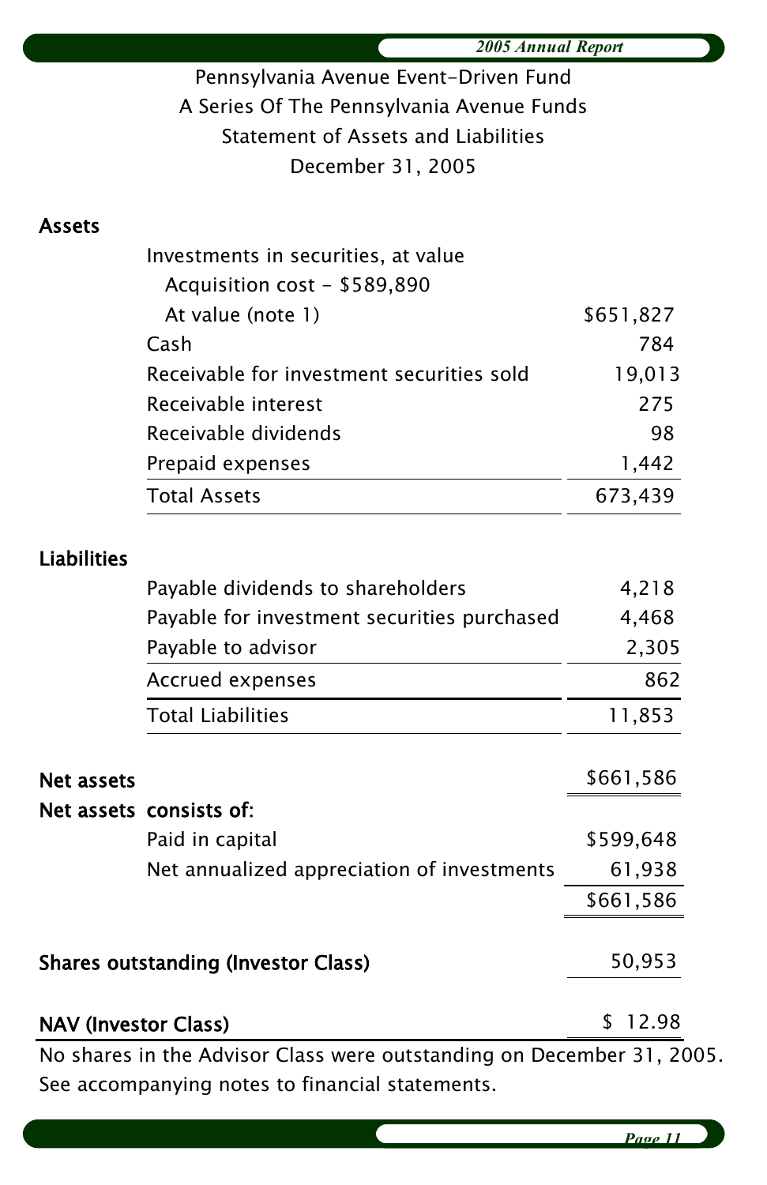Pennsylvania Avenue Event-Driven Fund

A Series Of The Pennsylvania Avenue Funds

Statement of Assets and Liabilities

December 31, 2005

| | | |
|---|---|---|
| **Assets** | | |
| | Investments in securities, at value | |
| | Acquisition cost - $589,890 | |
| | At value (note 1) | $651,827 |
| | Cash | 784 |
| | Receivable for investment securities sold | 19,013 |
| | Receivable interest | 275 |
| | Receivable dividends | 98 |
| | Prepaid expenses | 1,442 |
| | Total Assets | 673,439 |
| **Liabilities** | | |
| | Payable dividends to shareholders | 4,218 |
| | Payable for investment securities purchased | 4,468 |
| | Payable to advisor | 2,305 |
| | Accrued expenses | 862 |
| | Total Liabilities | 11,853 |
| **Net assets** | | $661,586 |
| **Net assets** | **consists of**: | |
| | Paid in capital | $599,648 |
| | Net annualized appreciation of investments | 61,938 |
| | | $661,586 |
| **Shares outstanding (Investor Class)** | | 50,953 |
| **NAV (Investor Class)** | | $ 12.98 |

No shares in the Advisor Class were outstanding on December 31, 2005.

See accompanying notes to financial statements.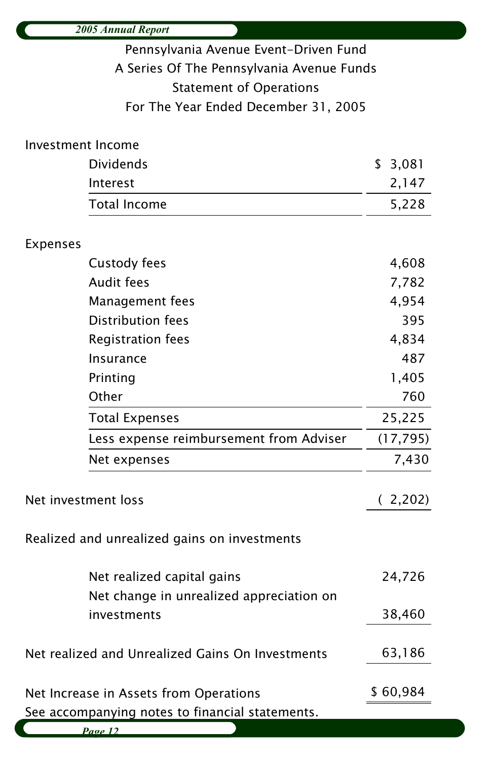Pennsylvania Avenue Event-Driven Fund

A Series Of The Pennsylvania Avenue Funds

Statement of Operations

For The Year Ended December 31, 2005

| | |
|---|---|
| **Investment Income** | |
| Dividends | $ 3,081 |
| Interest | 2,147 |
| Total Income | 5,228 |
| **Expenses** | |
| Custody fees | 4,608 |
| Audit fees | 7,782 |
| Management fees | 4,954 |
| Distribution fees | 395 |
| Registration fees | 4,834 |
| Insurance | 487 |
| Printing | 1,405 |
| Other | 760 |
| Total Expenses | 25,225 |
| Less expense reimbursement from Adviser | (17,795) |
| Net expenses | 7,430 |
| Net investment loss | ( 2,202) |
| **Realized and unrealized gains on investments** | |
| Net realized capital gains | 24,726 |
| Net change in unrealized appreciation on investments | 38,460 |
| Net realized and Unrealized Gains On Investments | 63,186 |
| Net Increase in Assets from Operations | $ 60,984 |

See accompanying notes to financial statements.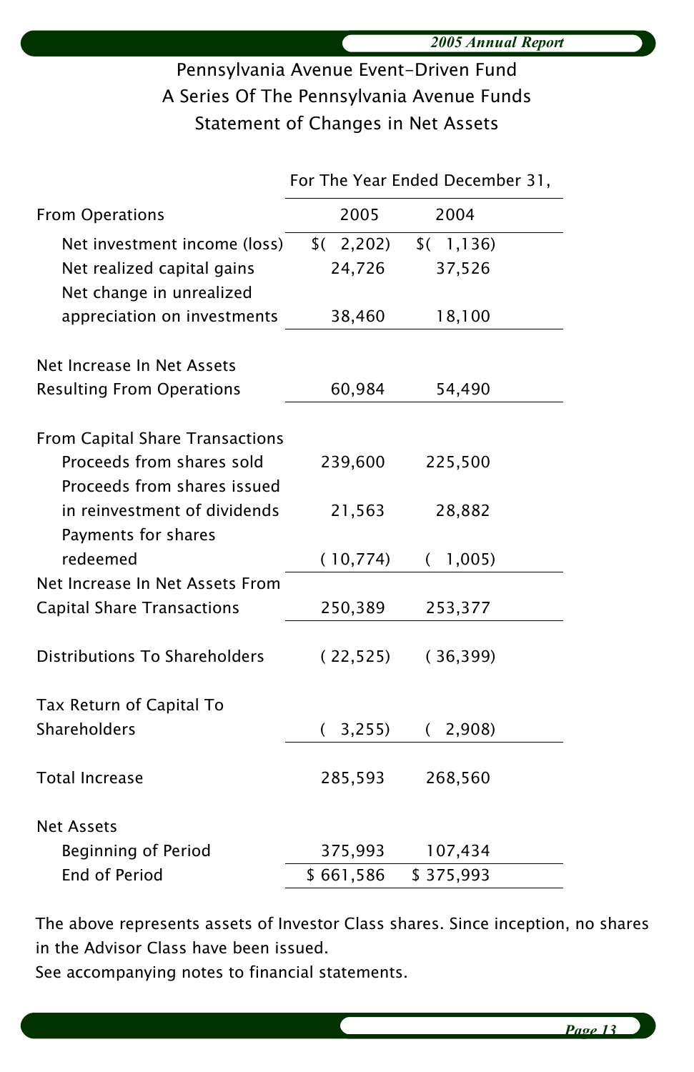# Pennsylvania Avenue Event-Driven Fund

## A Series Of The Pennsylvania Avenue Funds

## Statement of Changes in Net Assets

| | For The Year Ended December 31, | |
|---|---|---|
| From Operations | 2005 | 2004 |
| Net investment income (loss) | $( 2,202) | $( 1,136) |
| Net realized capital gains | 24,726 | 37,526 |
| Net change in unrealized appreciation on investments | 38,460 | 18,100 |
| Net Increase In Net Assets Resulting From Operations | 60,984 | 54,490 |
| From Capital Share Transactions | | |
| Proceeds from shares sold | 239,600 | 225,500 |
| Proceeds from shares issued in reinvestment of dividends | 21,563 | 28,882 |
| Payments for shares redeemed | ( 10,774) | ( 1,005) |
| Net Increase In Net Assets From Capital Share Transactions | 250,389 | 253,377 |
| Distributions To Shareholders | ( 22,525) | ( 36,399) |
| Tax Return of Capital To Shareholders | ( 3,255) | ( 2,908) |
| Total Increase | 285,593 | 268,560 |
| Net Assets | | |
| Beginning of Period | 375,993 | 107,434 |
| End of Period | $ 661,586 | $ 375,993 |

The above represents assets of Investor Class shares. Since inception, no shares in the Advisor Class have been issued.

See accompanying notes to financial statements.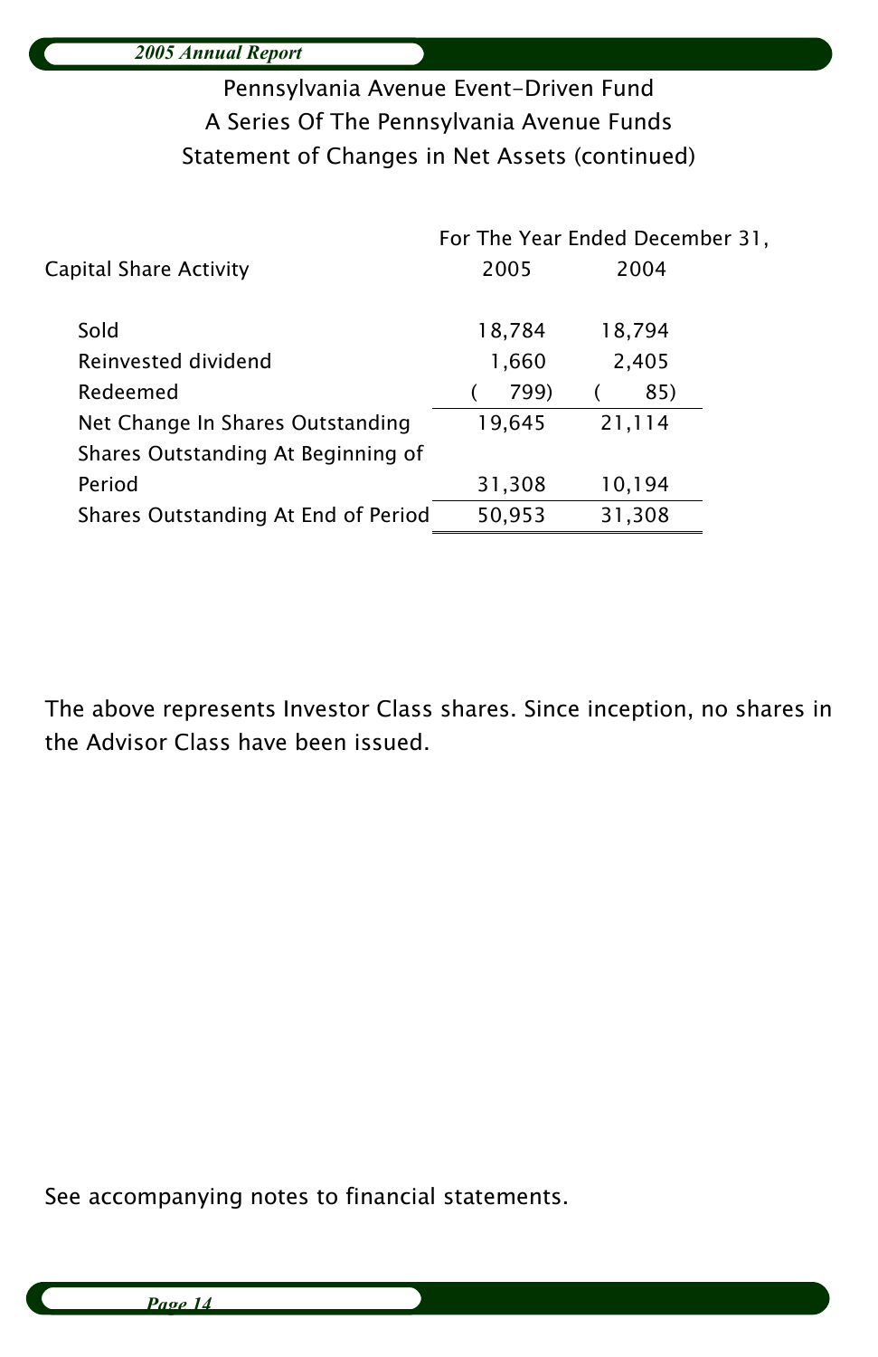Pennsylvania Avenue Event-Driven Fund

A Series Of The Pennsylvania Avenue Funds

Statement of Changes in Net Assets (continued)

| Capital Share Activity | For The Year Ended December 31, 2005 | 2004 |
|---|---|---|
| Sold | 18,784 | 18,794 |
| Reinvested dividend | 1,660 | 2,405 |
| Redeemed | ( 799) | ( 85) |
| Net Change In Shares Outstanding | 19,645 | 21,114 |
| Shares Outstanding At Beginning of Period | 31,308 | 10,194 |
| Shares Outstanding At End of Period | 50,953 | 31,308 |

The above represents Investor Class shares. Since inception, no shares in the Advisor Class have been issued.

See accompanying notes to financial statements.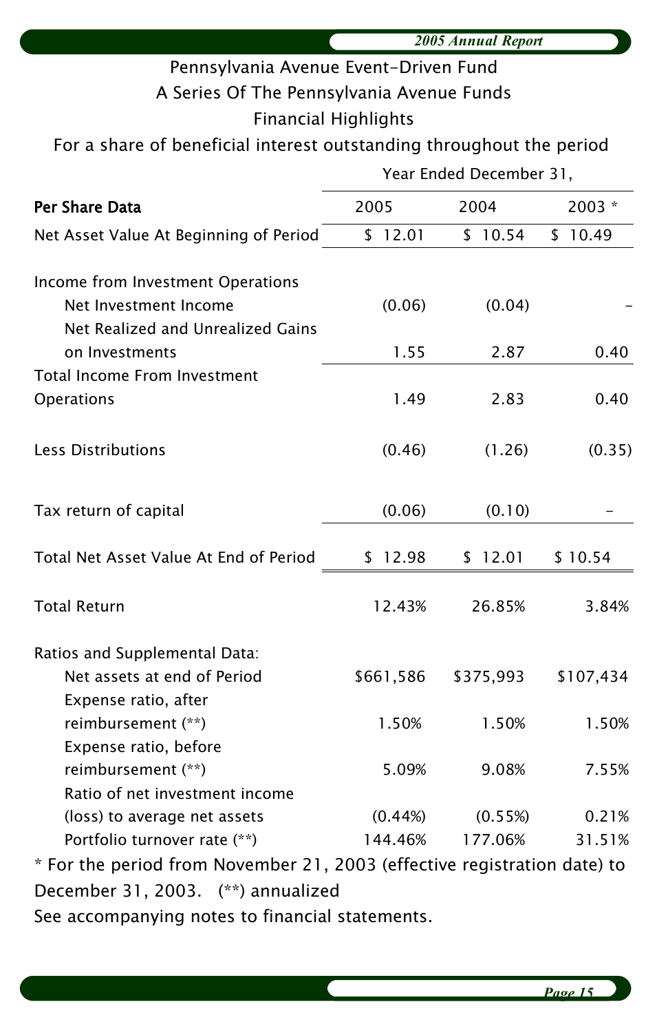Pennsylvania Avenue Event-Driven Fund

A Series Of The Pennsylvania Avenue Funds

Financial Highlights

For a share of beneficial interest outstanding throughout the period

| | Year Ended December 31, | | |
|---|---|---|---|
| **Per Share Data** | 2005 | 2004 | 2003 * |
| Net Asset Value At Beginning of Period | $ 12.01 | $ 10.54 | $ 10.49 |
| Income from Investment Operations | | | |
| Net Investment Income | (0.06) | (0.04) | - |
| Net Realized and Unrealized Gains on Investments | 1.55 | 2.87 | 0.40 |
| Total Income From Investment Operations | 1.49 | 2.83 | 0.40 |
| Less Distributions | (0.46) | (1.26) | (0.35) |
| Tax return of capital | (0.06) | (0.10) | - |
| Total Net Asset Value At End of Period | $ 12.98 | $ 12.01 | $ 10.54 |
| Total Return | 12.43% | 26.85% | 3.84% |
| Ratios and Supplemental Data: | | | |
| Net assets at end of Period | $661,586 | $375,993 | $107,434 |
| Expense ratio, after reimbursement (**) | 1.50% | 1.50% | 1.50% |
| Expense ratio, before reimbursement (**) | 5.09% | 9.08% | 7.55% |
| Ratio of net investment income (loss) to average net assets | (0.44%) | (0.55%) | 0.21% |
| Portfolio turnover rate (**) | 144.46% | 177.06% | 31.51% |

* For the period from November 21, 2003 (effective registration date) to December 31, 2003. (**) annualized

See accompanying notes to financial statements.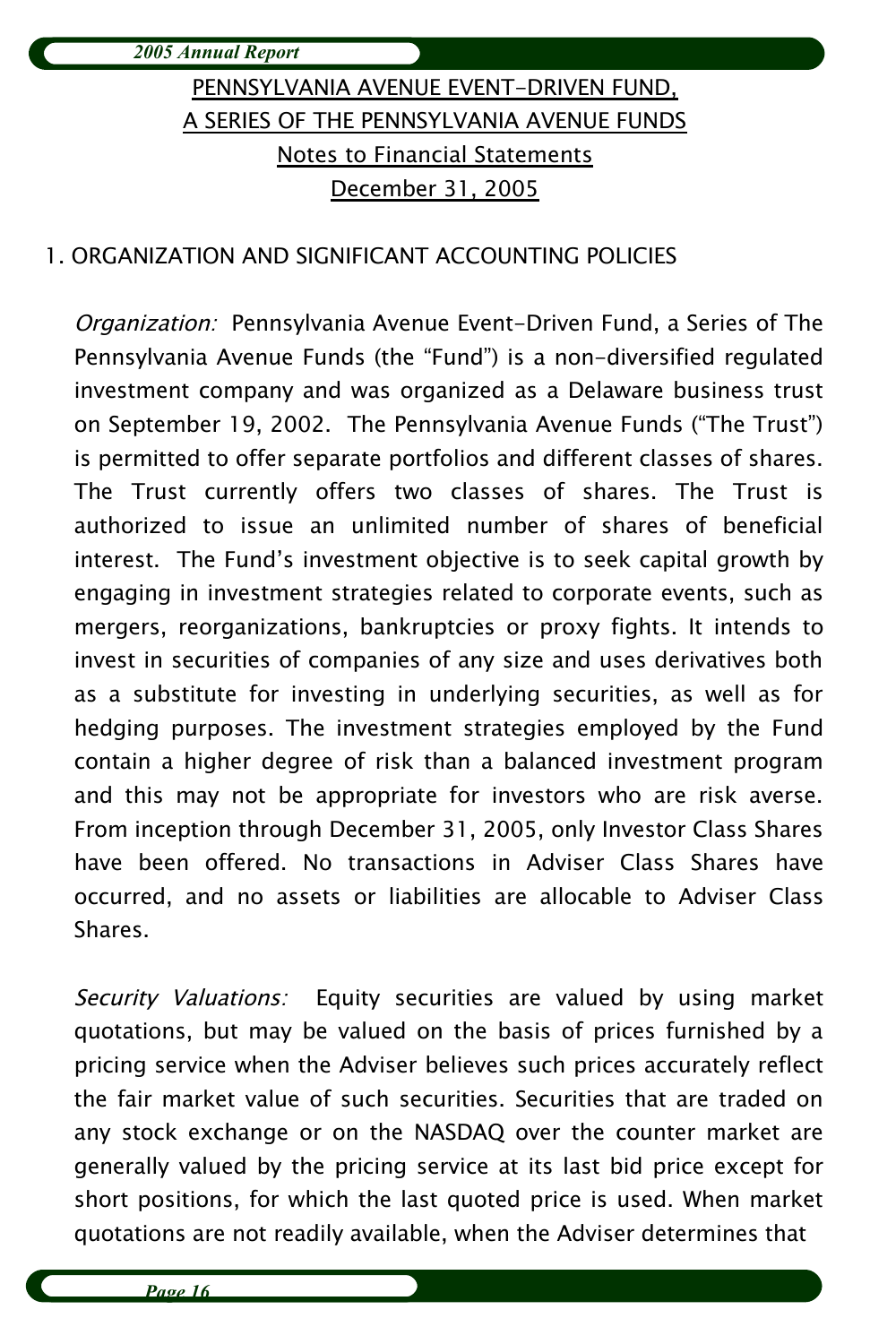PENNSYLVANIA AVENUE EVENT-DRIVEN FUND,
A SERIES OF THE PENNSYLVANIA AVENUE FUNDS
Notes to Financial Statements
December 31, 2005

1. ORGANIZATION AND SIGNIFICANT ACCOUNTING POLICIES

*Organization:* Pennsylvania Avenue Event-Driven Fund, a Series of The Pennsylvania Avenue Funds (the "Fund") is a non-diversified regulated investment company and was organized as a Delaware business trust on September 19, 2002. The Pennsylvania Avenue Funds ("The Trust") is permitted to offer separate portfolios and different classes of shares. The Trust currently offers two classes of shares. The Trust is authorized to issue an unlimited number of shares of beneficial interest. The Fund's investment objective is to seek capital growth by engaging in investment strategies related to corporate events, such as mergers, reorganizations, bankruptcies or proxy fights. It intends to invest in securities of companies of any size and uses derivatives both as a substitute for investing in underlying securities, as well as for hedging purposes. The investment strategies employed by the Fund contain a higher degree of risk than a balanced investment program and this may not be appropriate for investors who are risk averse. From inception through December 31, 2005, only Investor Class Shares have been offered. No transactions in Adviser Class Shares have occurred, and no assets or liabilities are allocable to Adviser Class Shares.

*Security Valuations:* Equity securities are valued by using market quotations, but may be valued on the basis of prices furnished by a pricing service when the Adviser believes such prices accurately reflect the fair market value of such securities. Securities that are traded on any stock exchange or on the NASDAQ over the counter market are generally valued by the pricing service at its last bid price except for short positions, for which the last quoted price is used. When market quotations are not readily available, when the Adviser determines that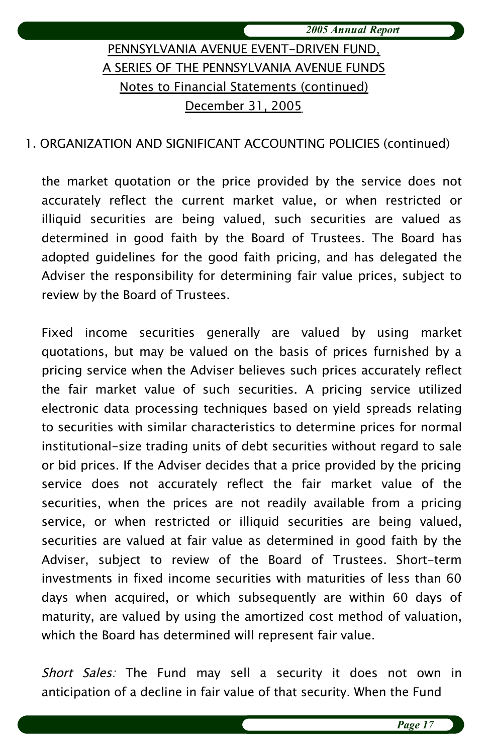PENNSYLVANIA AVENUE EVENT-DRIVEN FUND,
A SERIES OF THE PENNSYLVANIA AVENUE FUNDS
Notes to Financial Statements (continued)
December 31, 2005

1. ORGANIZATION AND SIGNIFICANT ACCOUNTING POLICIES (continued)

the market quotation or the price provided by the service does not accurately reflect the current market value, or when restricted or illiquid securities are being valued, such securities are valued as determined in good faith by the Board of Trustees. The Board has adopted guidelines for the good faith pricing, and has delegated the Adviser the responsibility for determining fair value prices, subject to review by the Board of Trustees.

Fixed income securities generally are valued by using market quotations, but may be valued on the basis of prices furnished by a pricing service when the Adviser believes such prices accurately reflect the fair market value of such securities. A pricing service utilized electronic data processing techniques based on yield spreads relating to securities with similar characteristics to determine prices for normal institutional-size trading units of debt securities without regard to sale or bid prices. If the Adviser decides that a price provided by the pricing service does not accurately reflect the fair market value of the securities, when the prices are not readily available from a pricing service, or when restricted or illiquid securities are being valued, securities are valued at fair value as determined in good faith by the Adviser, subject to review of the Board of Trustees. Short-term investments in fixed income securities with maturities of less than 60 days when acquired, or which subsequently are within 60 days of maturity, are valued by using the amortized cost method of valuation, which the Board has determined will represent fair value.

*Short Sales:* The Fund may sell a security it does not own in anticipation of a decline in fair value of that security. When the Fund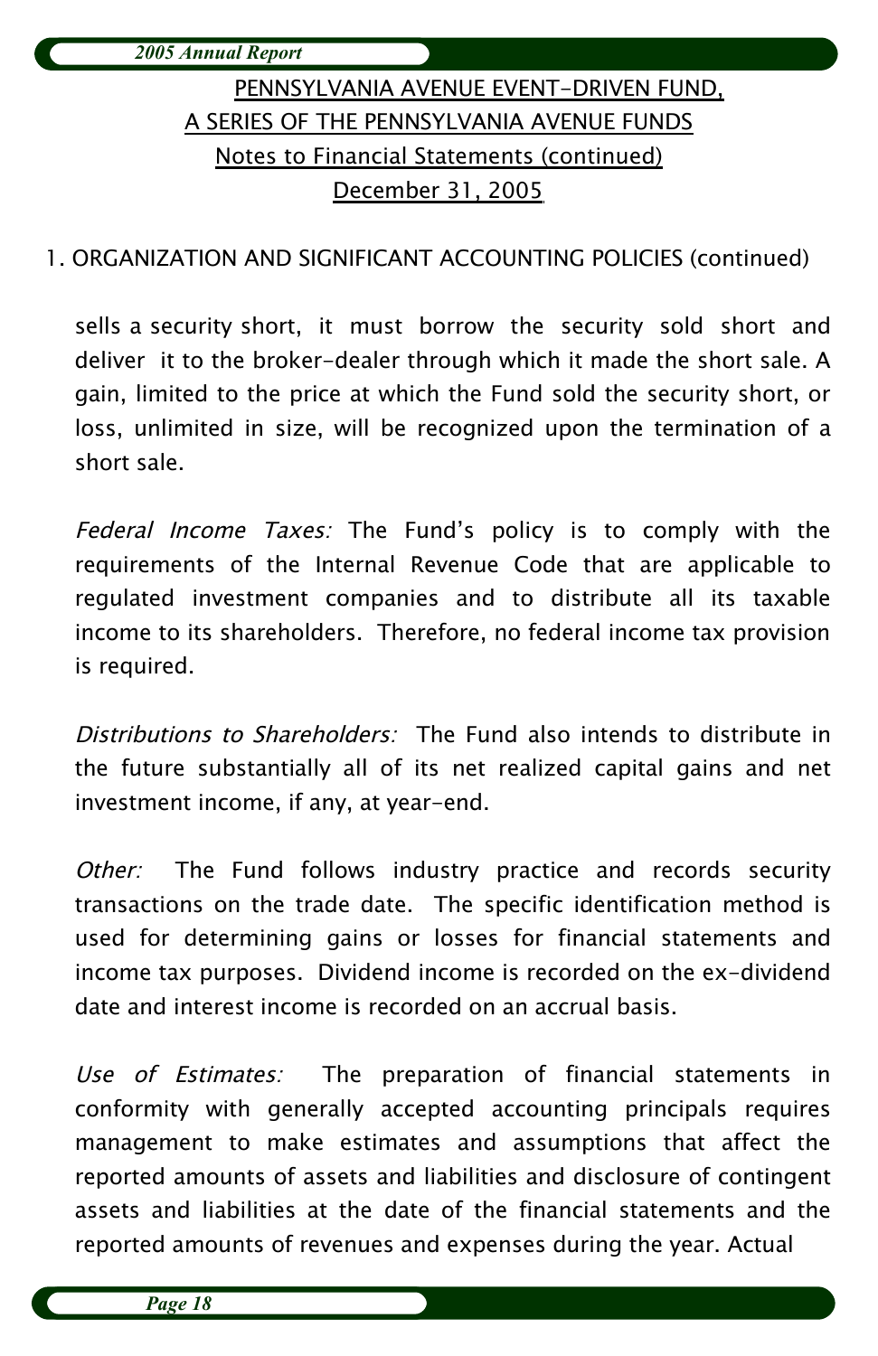PENNSYLVANIA AVENUE EVENT-DRIVEN FUND,
A SERIES OF THE PENNSYLVANIA AVENUE FUNDS
Notes to Financial Statements (continued)
December 31, 2005

1. ORGANIZATION AND SIGNIFICANT ACCOUNTING POLICIES (continued)

sells a security short, it must borrow the security sold short and deliver it to the broker-dealer through which it made the short sale. A gain, limited to the price at which the Fund sold the security short, or loss, unlimited in size, will be recognized upon the termination of a short sale.

*Federal Income Taxes:* The Fund's policy is to comply with the requirements of the Internal Revenue Code that are applicable to regulated investment companies and to distribute all its taxable income to its shareholders. Therefore, no federal income tax provision is required.

*Distributions to Shareholders:* The Fund also intends to distribute in the future substantially all of its net realized capital gains and net investment income, if any, at year-end.

*Other:* The Fund follows industry practice and records security transactions on the trade date. The specific identification method is used for determining gains or losses for financial statements and income tax purposes. Dividend income is recorded on the ex-dividend date and interest income is recorded on an accrual basis.

*Use of Estimates:* The preparation of financial statements in conformity with generally accepted accounting principals requires management to make estimates and assumptions that affect the reported amounts of assets and liabilities and disclosure of contingent assets and liabilities at the date of the financial statements and the reported amounts of revenues and expenses during the year. Actual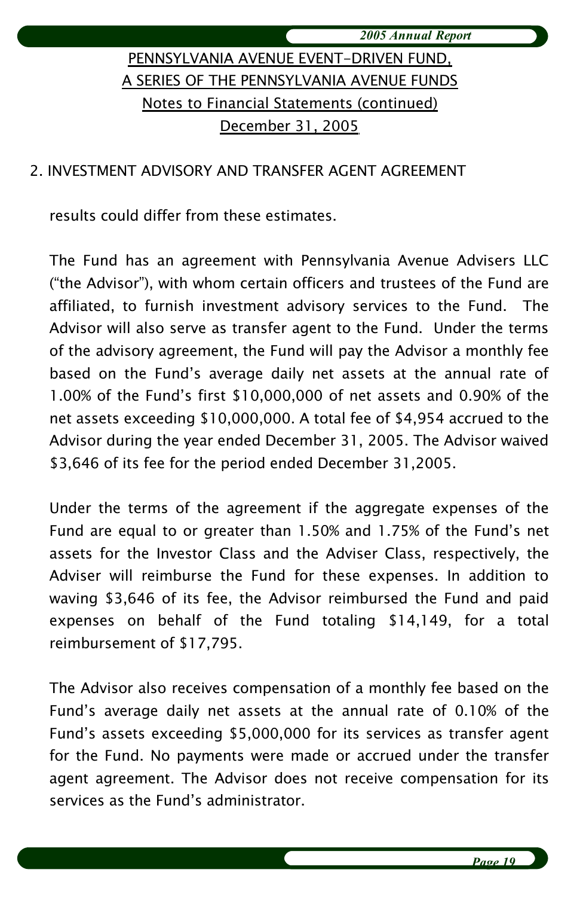PENNSYLVANIA AVENUE EVENT-DRIVEN FUND,
A SERIES OF THE PENNSYLVANIA AVENUE FUNDS
Notes to Financial Statements (continued)
December 31, 2005

## 2. INVESTMENT ADVISORY AND TRANSFER AGENT AGREEMENT

results could differ from these estimates.

The Fund has an agreement with Pennsylvania Avenue Advisers LLC ("the Advisor"), with whom certain officers and trustees of the Fund are affiliated, to furnish investment advisory services to the Fund. The Advisor will also serve as transfer agent to the Fund. Under the terms of the advisory agreement, the Fund will pay the Advisor a monthly fee based on the Fund's average daily net assets at the annual rate of 1.00% of the Fund's first $10,000,000 of net assets and 0.90% of the net assets exceeding $10,000,000. A total fee of $4,954 accrued to the Advisor during the year ended December 31, 2005. The Advisor waived $3,646 of its fee for the period ended December 31,2005.

Under the terms of the agreement if the aggregate expenses of the Fund are equal to or greater than 1.50% and 1.75% of the Fund's net assets for the Investor Class and the Adviser Class, respectively, the Adviser will reimburse the Fund for these expenses. In addition to waving $3,646 of its fee, the Advisor reimbursed the Fund and paid expenses on behalf of the Fund totaling $14,149, for a total reimbursement of $17,795.

The Advisor also receives compensation of a monthly fee based on the Fund's average daily net assets at the annual rate of 0.10% of the Fund's assets exceeding $5,000,000 for its services as transfer agent for the Fund. No payments were made or accrued under the transfer agent agreement. The Advisor does not receive compensation for its services as the Fund's administrator.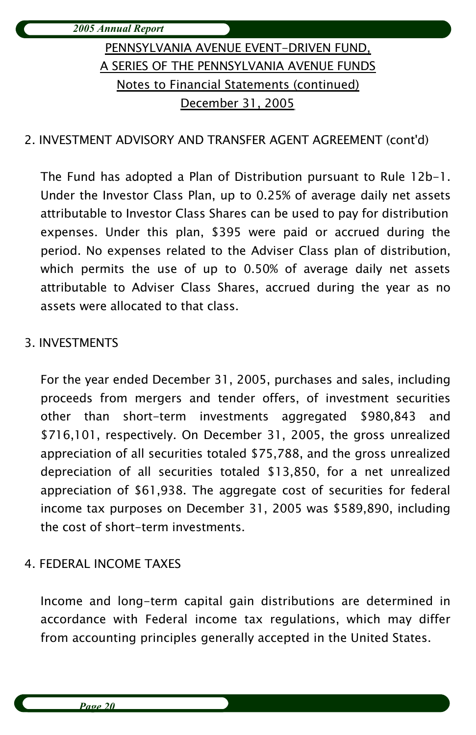PENNSYLVANIA AVENUE EVENT-DRIVEN FUND,
A SERIES OF THE PENNSYLVANIA AVENUE FUNDS
Notes to Financial Statements (continued)
December 31, 2005

2. INVESTMENT ADVISORY AND TRANSFER AGENT AGREEMENT (cont'd)

The Fund has adopted a Plan of Distribution pursuant to Rule 12b-1. Under the Investor Class Plan, up to 0.25% of average daily net assets attributable to Investor Class Shares can be used to pay for distribution expenses. Under this plan, $395 were paid or accrued during the period. No expenses related to the Adviser Class plan of distribution, which permits the use of up to 0.50% of average daily net assets attributable to Adviser Class Shares, accrued during the year as no assets were allocated to that class.

3. INVESTMENTS

For the year ended December 31, 2005, purchases and sales, including proceeds from mergers and tender offers, of investment securities other than short-term investments aggregated $980,843 and $716,101, respectively. On December 31, 2005, the gross unrealized appreciation of all securities totaled $75,788, and the gross unrealized depreciation of all securities totaled $13,850, for a net unrealized appreciation of $61,938. The aggregate cost of securities for federal income tax purposes on December 31, 2005 was $589,890, including the cost of short-term investments.

4. FEDERAL INCOME TAXES

Income and long-term capital gain distributions are determined in accordance with Federal income tax regulations, which may differ from accounting principles generally accepted in the United States.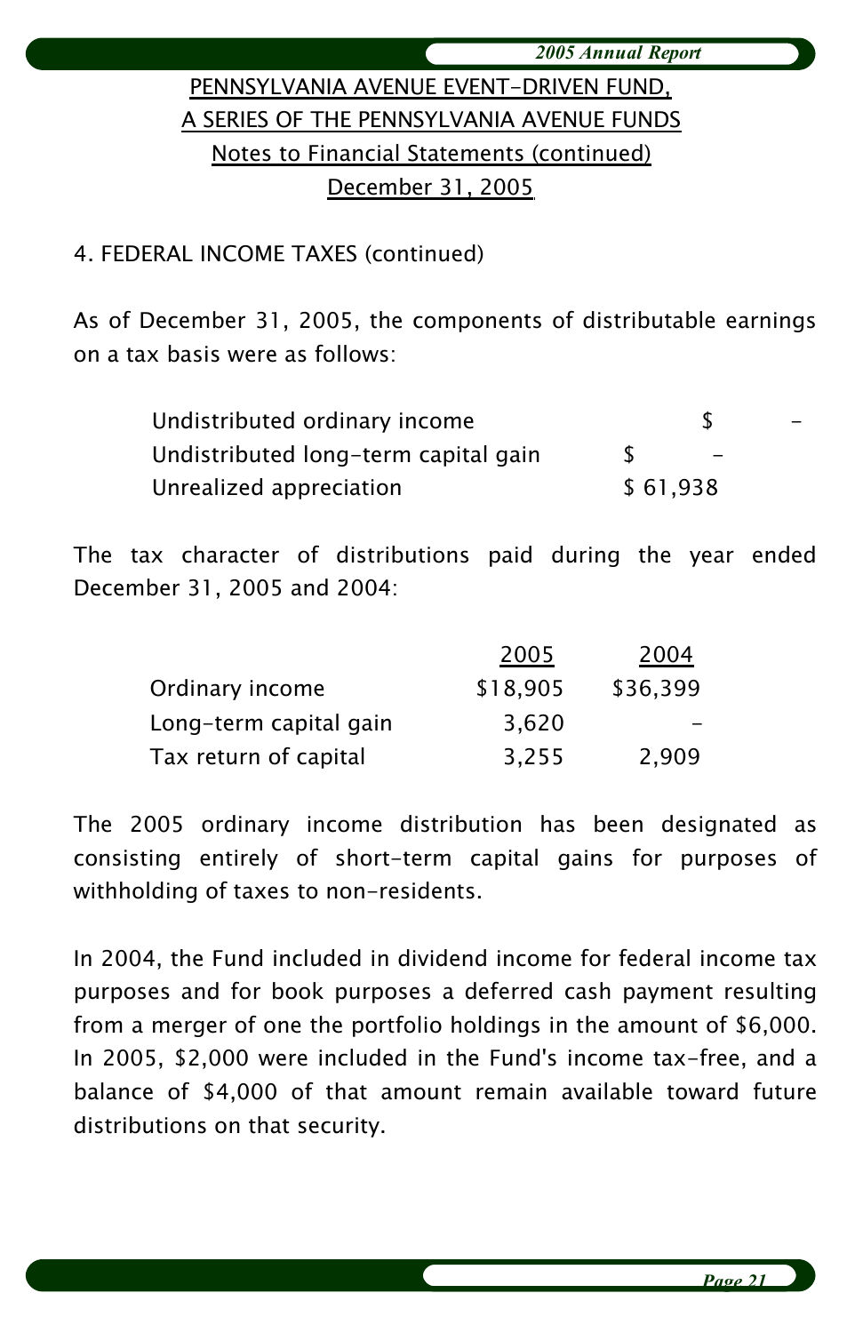PENNSYLVANIA AVENUE EVENT-DRIVEN FUND,
A SERIES OF THE PENNSYLVANIA AVENUE FUNDS
Notes to Financial Statements (continued)
December 31, 2005

4. FEDERAL INCOME TAXES (continued)

As of December 31, 2005, the components of distributable earnings on a tax basis were as follows:

| | |
|---|---|
| Undistributed ordinary income | $ - |
| Undistributed long-term capital gain | $ - |
| Unrealized appreciation | $ 61,938 |

The tax character of distributions paid during the year ended December 31, 2005 and 2004:

| | 2005 | 2004 |
|---|---|---|
| Ordinary income | $18,905 | $36,399 |
| Long-term capital gain | 3,620 | - |
| Tax return of capital | 3,255 | 2,909 |

The 2005 ordinary income distribution has been designated as consisting entirely of short-term capital gains for purposes of withholding of taxes to non-residents.

In 2004, the Fund included in dividend income for federal income tax purposes and for book purposes a deferred cash payment resulting from a merger of one the portfolio holdings in the amount of $6,000. In 2005, $2,000 were included in the Fund's income tax-free, and a balance of $4,000 of that amount remain available toward future distributions on that security.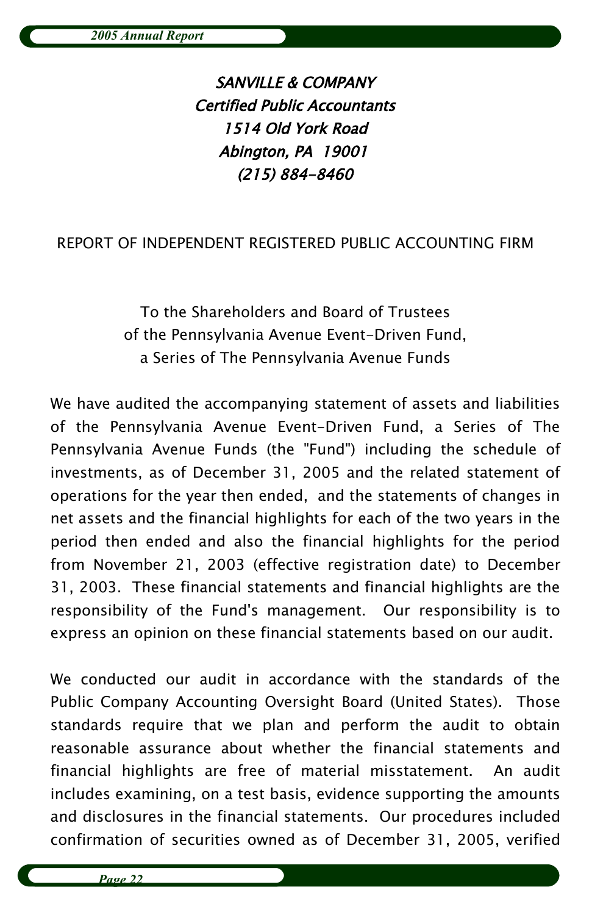*SANVILLE & COMPANY*
*Certified Public Accountants*
*1514 Old York Road*
*Abington, PA 19001*
*(215) 884-8460*

REPORT OF INDEPENDENT REGISTERED PUBLIC ACCOUNTING FIRM

To the Shareholders and Board of Trustees
of the Pennsylvania Avenue Event-Driven Fund,
a Series of The Pennsylvania Avenue Funds

We have audited the accompanying statement of assets and liabilities of the Pennsylvania Avenue Event-Driven Fund, a Series of The Pennsylvania Avenue Funds (the "Fund") including the schedule of investments, as of December 31, 2005 and the related statement of operations for the year then ended, and the statements of changes in net assets and the financial highlights for each of the two years in the period then ended and also the financial highlights for the period from November 21, 2003 (effective registration date) to December 31, 2003. These financial statements and financial highlights are the responsibility of the Fund's management. Our responsibility is to express an opinion on these financial statements based on our audit.

We conducted our audit in accordance with the standards of the Public Company Accounting Oversight Board (United States). Those standards require that we plan and perform the audit to obtain reasonable assurance about whether the financial statements and financial highlights are free of material misstatement. An audit includes examining, on a test basis, evidence supporting the amounts and disclosures in the financial statements. Our procedures included confirmation of securities owned as of December 31, 2005, verified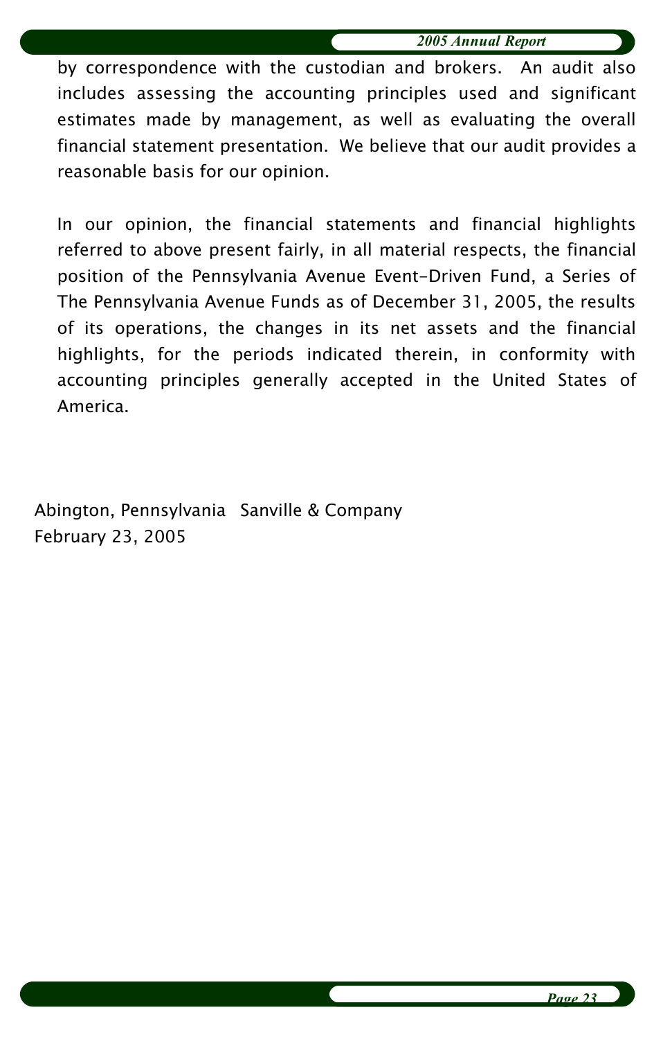by correspondence with the custodian and brokers. An audit also includes assessing the accounting principles used and significant estimates made by management, as well as evaluating the overall financial statement presentation. We believe that our audit provides a reasonable basis for our opinion.

In our opinion, the financial statements and financial highlights referred to above present fairly, in all material respects, the financial position of the Pennsylvania Avenue Event-Driven Fund, a Series of The Pennsylvania Avenue Funds as of December 31, 2005, the results of its operations, the changes in its net assets and the financial highlights, for the periods indicated therein, in conformity with accounting principles generally accepted in the United States of America.

Abington, Pennsylvania Sanville & Company
February 23, 2005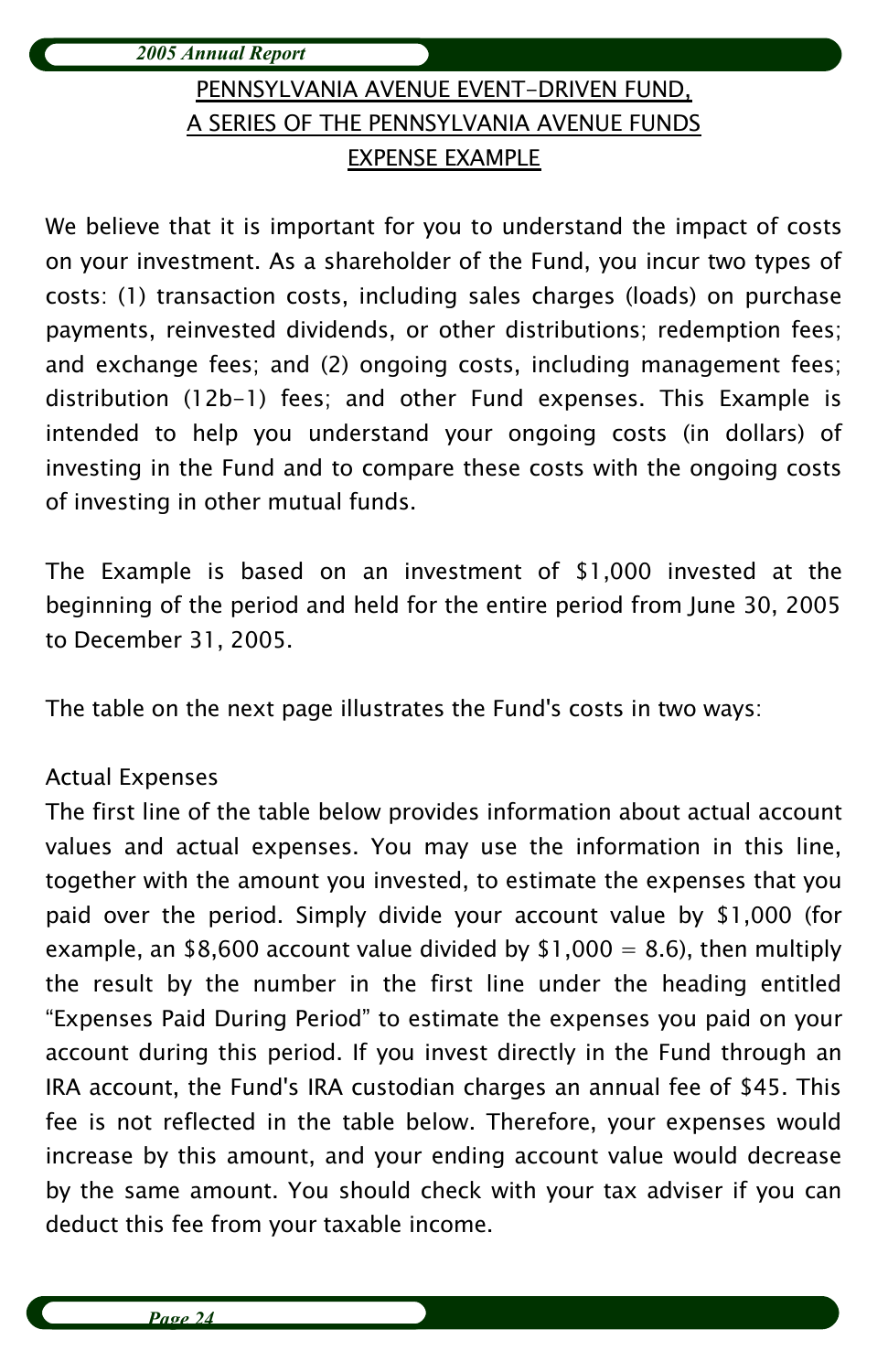## PENNSYLVANIA AVENUE EVENT-DRIVEN FUND, A SERIES OF THE PENNSYLVANIA AVENUE FUNDS EXPENSE EXAMPLE

We believe that it is important for you to understand the impact of costs on your investment. As a shareholder of the Fund, you incur two types of costs: (1) transaction costs, including sales charges (loads) on purchase payments, reinvested dividends, or other distributions; redemption fees; and exchange fees; and (2) ongoing costs, including management fees; distribution (12b-1) fees; and other Fund expenses. This Example is intended to help you understand your ongoing costs (in dollars) of investing in the Fund and to compare these costs with the ongoing costs of investing in other mutual funds.

The Example is based on an investment of $1,000 invested at the beginning of the period and held for the entire period from June 30, 2005 to December 31, 2005.

The table on the next page illustrates the Fund's costs in two ways:

Actual Expenses
The first line of the table below provides information about actual account values and actual expenses. You may use the information in this line, together with the amount you invested, to estimate the expenses that you paid over the period. Simply divide your account value by $1,000 (for example, an $8,600 account value divided by $1,000 = 8.6), then multiply the result by the number in the first line under the heading entitled "Expenses Paid During Period" to estimate the expenses you paid on your account during this period. If you invest directly in the Fund through an IRA account, the Fund's IRA custodian charges an annual fee of $45. This fee is not reflected in the table below. Therefore, your expenses would increase by this amount, and your ending account value would decrease by the same amount. You should check with your tax adviser if you can deduct this fee from your taxable income.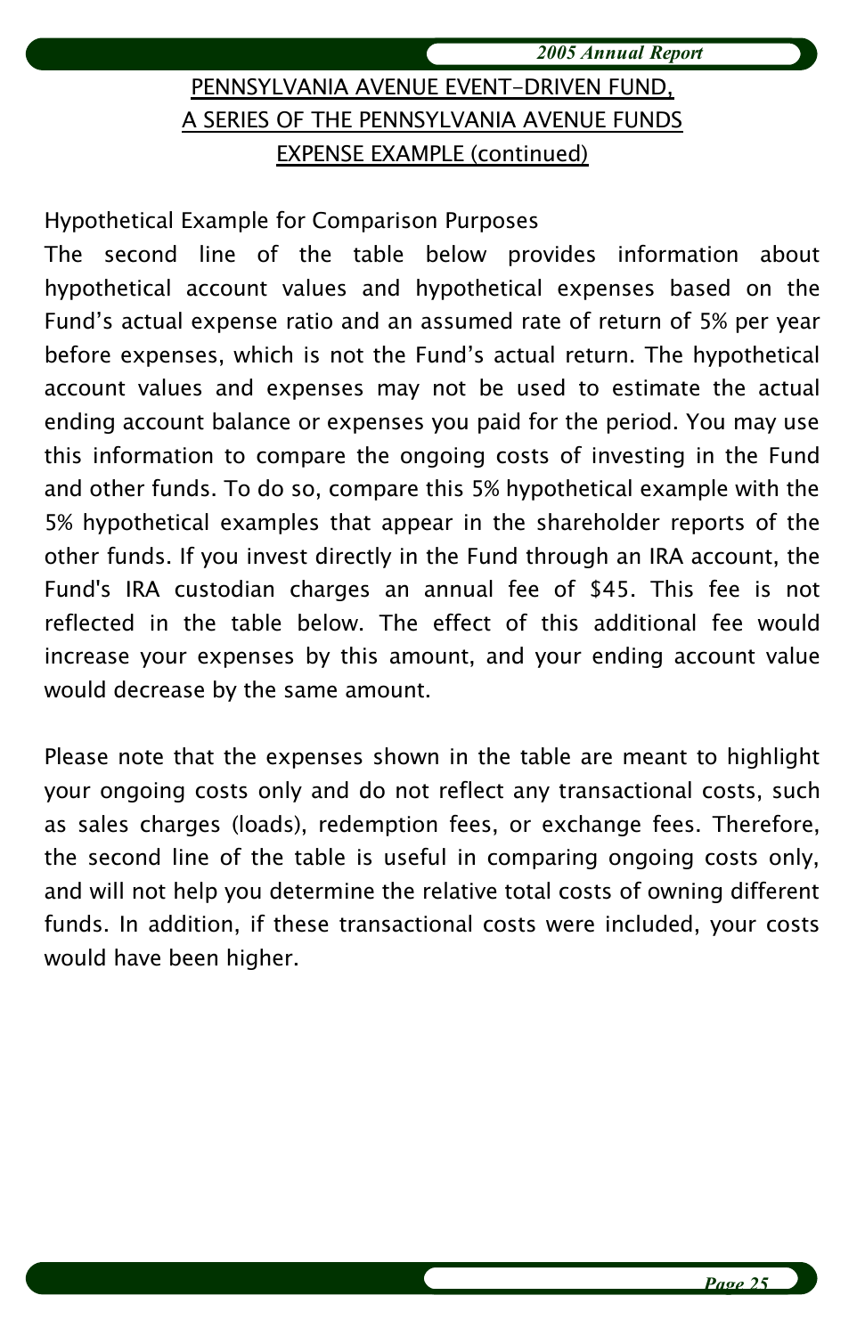# PENNSYLVANIA AVENUE EVENT-DRIVEN FUND, A SERIES OF THE PENNSYLVANIA AVENUE FUNDS EXPENSE EXAMPLE (continued)

Hypothetical Example for Comparison Purposes

The second line of the table below provides information about hypothetical account values and hypothetical expenses based on the Fund's actual expense ratio and an assumed rate of return of 5% per year before expenses, which is not the Fund's actual return. The hypothetical account values and expenses may not be used to estimate the actual ending account balance or expenses you paid for the period. You may use this information to compare the ongoing costs of investing in the Fund and other funds. To do so, compare this 5% hypothetical example with the 5% hypothetical examples that appear in the shareholder reports of the other funds. If you invest directly in the Fund through an IRA account, the Fund's IRA custodian charges an annual fee of $45. This fee is not reflected in the table below. The effect of this additional fee would increase your expenses by this amount, and your ending account value would decrease by the same amount.

Please note that the expenses shown in the table are meant to highlight your ongoing costs only and do not reflect any transactional costs, such as sales charges (loads), redemption fees, or exchange fees. Therefore, the second line of the table is useful in comparing ongoing costs only, and will not help you determine the relative total costs of owning different funds. In addition, if these transactional costs were included, your costs would have been higher.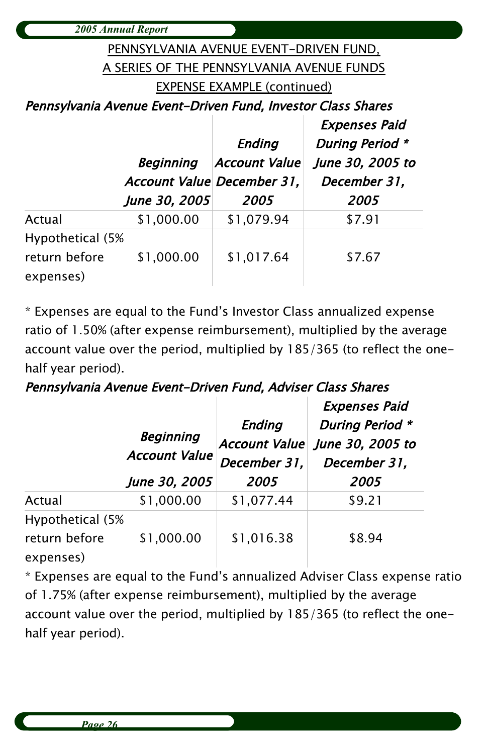PENNSYLVANIA AVENUE EVENT-DRIVEN FUND,
A SERIES OF THE PENNSYLVANIA AVENUE FUNDS
EXPENSE EXAMPLE (continued)

***Pennsylvania Avenue Event-Driven Fund, Investor Class Shares***

| | *Beginning Account Value June 30, 2005* | *Ending Account Value December 31, 2005* | *Expenses Paid During Period * June 30, 2005 to December 31, 2005* |
|---|---|---|---|
| Actual | $1,000.00 | $1,079.94 | $7.91 |
| Hypothetical (5% return before expenses) | $1,000.00 | $1,017.64 | $7.67 |

* Expenses are equal to the Fund's Investor Class annualized expense ratio of 1.50% (after expense reimbursement), multiplied by the average account value over the period, multiplied by 185/365 (to reflect the one-half year period).

***Pennsylvania Avenue Event-Driven Fund, Adviser Class Shares***

| | *Beginning Account Value June 30, 2005* | *Ending Account Value December 31, 2005* | *Expenses Paid During Period * June 30, 2005 to December 31, 2005* |
|---|---|---|---|
| Actual | $1,000.00 | $1,077.44 | $9.21 |
| Hypothetical (5% return before expenses) | $1,000.00 | $1,016.38 | $8.94 |

* Expenses are equal to the Fund's annualized Adviser Class expense ratio of 1.75% (after expense reimbursement), multiplied by the average account value over the period, multiplied by 185/365 (to reflect the one-half year period).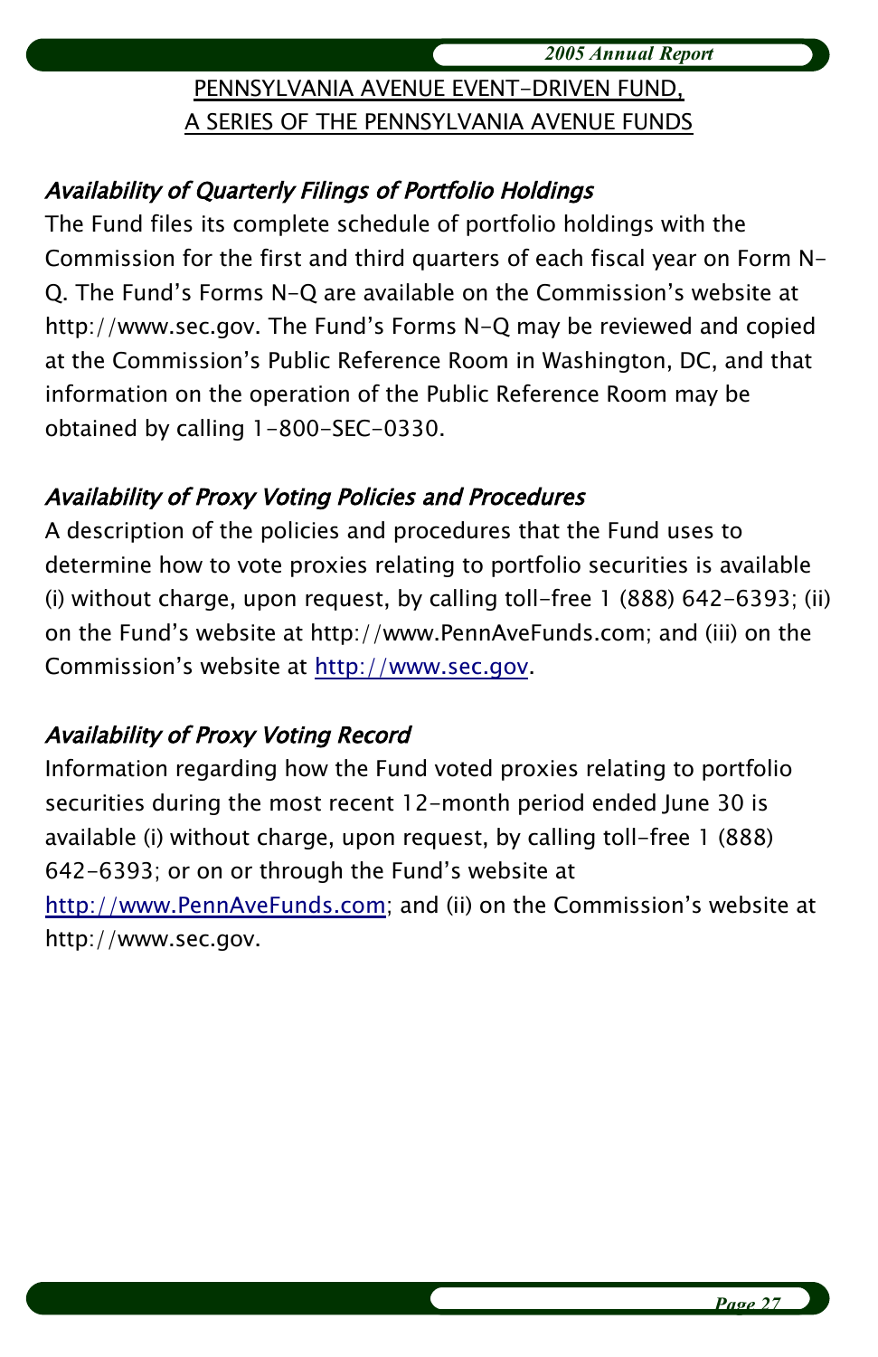PENNSYLVANIA AVENUE EVENT-DRIVEN FUND,
A SERIES OF THE PENNSYLVANIA AVENUE FUNDS

### *Availability of Quarterly Filings of Portfolio Holdings*

The Fund files its complete schedule of portfolio holdings with the Commission for the first and third quarters of each fiscal year on Form N-Q. The Fund's Forms N-Q are available on the Commission's website at http://www.sec.gov. The Fund's Forms N-Q may be reviewed and copied at the Commission's Public Reference Room in Washington, DC, and that information on the operation of the Public Reference Room may be obtained by calling 1-800-SEC-0330.

### *Availability of Proxy Voting Policies and Procedures*

A description of the policies and procedures that the Fund uses to determine how to vote proxies relating to portfolio securities is available (i) without charge, upon request, by calling toll-free 1 (888) 642-6393; (ii) on the Fund's website at http://www.PennAveFunds.com; and (iii) on the Commission's website at http://www.sec.gov.

### *Availability of Proxy Voting Record*

Information regarding how the Fund voted proxies relating to portfolio securities during the most recent 12-month period ended June 30 is available (i) without charge, upon request, by calling toll-free 1 (888) 642-6393; or on or through the Fund's website at http://www.PennAveFunds.com; and (ii) on the Commission's website at http://www.sec.gov.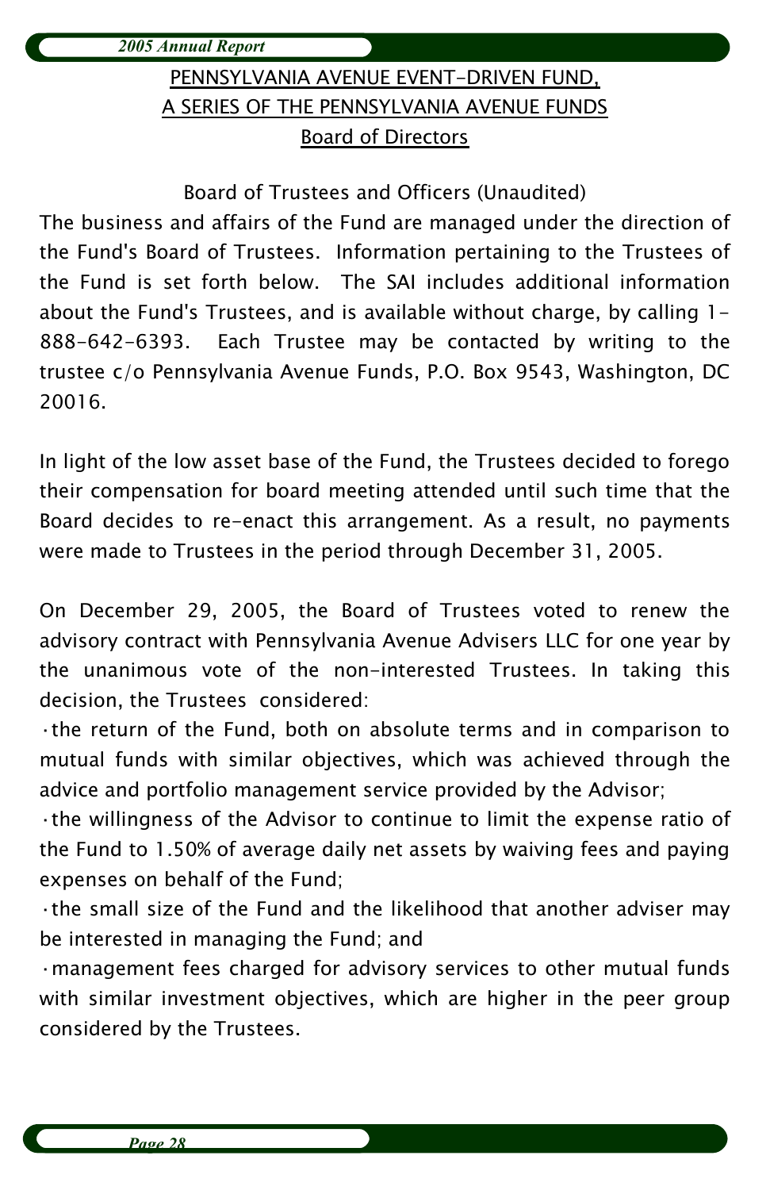PENNSYLVANIA AVENUE EVENT-DRIVEN FUND,
A SERIES OF THE PENNSYLVANIA AVENUE FUNDS
Board of Directors

Board of Trustees and Officers (Unaudited)

The business and affairs of the Fund are managed under the direction of the Fund's Board of Trustees. Information pertaining to the Trustees of the Fund is set forth below. The SAI includes additional information about the Fund's Trustees, and is available without charge, by calling 1-888-642-6393. Each Trustee may be contacted by writing to the trustee c/o Pennsylvania Avenue Funds, P.O. Box 9543, Washington, DC 20016.

In light of the low asset base of the Fund, the Trustees decided to forego their compensation for board meeting attended until such time that the Board decides to re-enact this arrangement. As a result, no payments were made to Trustees in the period through December 31, 2005.

On December 29, 2005, the Board of Trustees voted to renew the advisory contract with Pennsylvania Avenue Advisers LLC for one year by the unanimous vote of the non-interested Trustees. In taking this decision, the Trustees considered:

- the return of the Fund, both on absolute terms and in comparison to mutual funds with similar objectives, which was achieved through the advice and portfolio management service provided by the Advisor;
- the willingness of the Advisor to continue to limit the expense ratio of the Fund to 1.50% of average daily net assets by waiving fees and paying expenses on behalf of the Fund;
- the small size of the Fund and the likelihood that another adviser may be interested in managing the Fund; and
- management fees charged for advisory services to other mutual funds with similar investment objectives, which are higher in the peer group considered by the Trustees.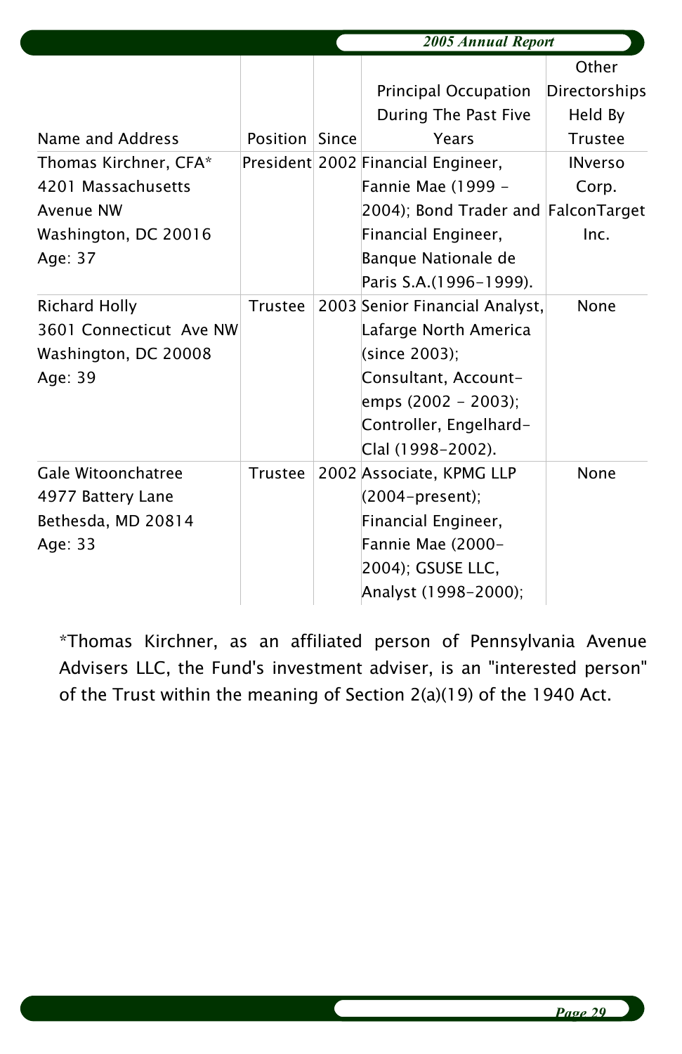| Name and Address | Position | Since | Principal Occupation During The Past Five Years | Other Directorships Held By Trustee |
|---|---|---|---|---|
| Thomas Kirchner, CFA* 4201 Massachusetts Avenue NW Washington, DC 20016 Age: 37 | President | 2002 | Financial Engineer, Fannie Mae (1999 - 2004); Bond Trader and Financial Engineer, Banque Nationale de Paris S.A.(1996-1999). | INverso Corp. FalconTarget Inc. |
| Richard Holly 3601 Connecticut Ave NW Washington, DC 20008 Age: 39 | Trustee | 2003 | Senior Financial Analyst, Lafarge North America (since 2003); Consultant, Account-emps (2002 - 2003); Controller, Engelhard-Clal (1998-2002). | None |
| Gale Witoonchatree 4977 Battery Lane Bethesda, MD 20814 Age: 33 | Trustee | 2002 | Associate, KPMG LLP (2004-present); Financial Engineer, Fannie Mae (2000-2004); GSUSE LLC, Analyst (1998-2000); | None |

*Thomas Kirchner, as an affiliated person of Pennsylvania Avenue Advisers LLC, the Fund's investment adviser, is an "interested person" of the Trust within the meaning of Section 2(a)(19) of the 1940 Act.